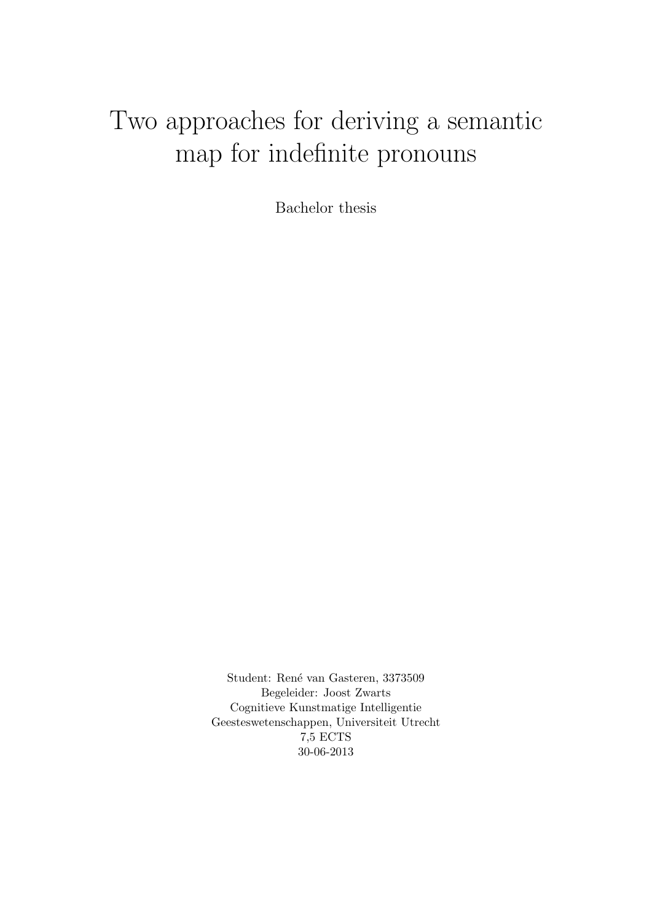# Two approaches for deriving a semantic map for indefinite pronouns

Bachelor thesis

Student: René van Gasteren, 3373509
Begeleider: Joost Zwarts
Cognitieve Kunstmatige Intelligentie
Geesteswetenschappen, Universiteit Utrecht
7,5 ECTS
30-06-2013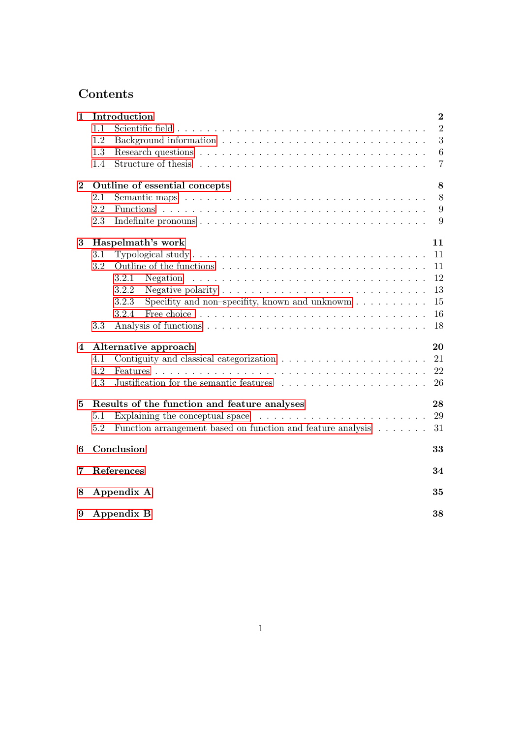# Contents

**1 Introduction** — **2**
- 1.1 Scientific field — 2
- 1.2 Background information — 3
- 1.3 Research questions — 6
- 1.4 Structure of thesis — 7

**2 Outline of essential concepts** — **8**
- 2.1 Semantic maps — 8
- 2.2 Functions — 9
- 2.3 Indefinite pronouns — 9

**3 Haspelmath's work** — **11**
- 3.1 Typological study — 11
- 3.2 Outline of the functions — 11
  - 3.2.1 Negation — 12
  - 3.2.2 Negative polarity — 13
  - 3.2.3 Specifity and non–specifity, known and unknowm — 15
  - 3.2.4 Free choice — 16
- 3.3 Analysis of functions — 18

**4 Alternative approach** — **20**
- 4.1 Contiguity and classical categorization — 21
- 4.2 Features — 22
- 4.3 Justification for the semantic features — 26

**5 Results of the function and feature analyses** — **28**
- 5.1 Explaining the conceptual space — 29
- 5.2 Function arrangement based on function and feature analysis — 31

**6 Conclusion** — **33**

**7 References** — **34**

**8 Appendix A** — **35**

**9 Appendix B** — **38**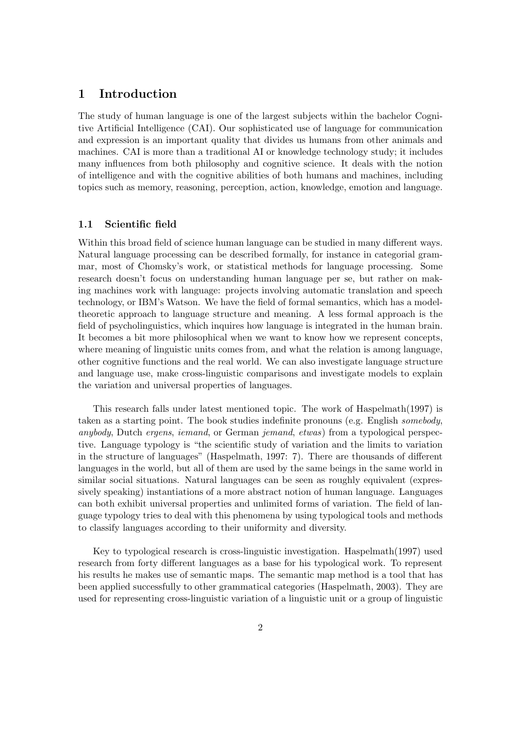# 1 Introduction

The study of human language is one of the largest subjects within the bachelor Cognitive Artificial Intelligence (CAI). Our sophisticated use of language for communication and expression is an important quality that divides us humans from other animals and machines. CAI is more than a traditional AI or knowledge technology study; it includes many influences from both philosophy and cognitive science. It deals with the notion of intelligence and with the cognitive abilities of both humans and machines, including topics such as memory, reasoning, perception, action, knowledge, emotion and language.

## 1.1 Scientific field

Within this broad field of science human language can be studied in many different ways. Natural language processing can be described formally, for instance in categorial grammar, most of Chomsky's work, or statistical methods for language processing. Some research doesn't focus on understanding human language per se, but rather on making machines work with language: projects involving automatic translation and speech technology, or IBM's Watson. We have the field of formal semantics, which has a model-theoretic approach to language structure and meaning. A less formal approach is the field of psycholinguistics, which inquires how language is integrated in the human brain. It becomes a bit more philosophical when we want to know how we represent concepts, where meaning of linguistic units comes from, and what the relation is among language, other cognitive functions and the real world. We can also investigate language structure and language use, make cross-linguistic comparisons and investigate models to explain the variation and universal properties of languages.

This research falls under latest mentioned topic. The work of Haspelmath(1997) is taken as a starting point. The book studies indefinite pronouns (e.g. English *somebody*, *anybody*, Dutch *ergens*, *iemand*, or German *jemand*, *etwas*) from a typological perspective. Language typology is "the scientific study of variation and the limits to variation in the structure of languages" (Haspelmath, 1997: 7). There are thousands of different languages in the world, but all of them are used by the same beings in the same world in similar social situations. Natural languages can be seen as roughly equivalent (expressively speaking) instantiations of a more abstract notion of human language. Languages can both exhibit universal properties and unlimited forms of variation. The field of language typology tries to deal with this phenomena by using typological tools and methods to classify languages according to their uniformity and diversity.

Key to typological research is cross-linguistic investigation. Haspelmath(1997) used research from forty different languages as a base for his typological work. To represent his results he makes use of semantic maps. The semantic map method is a tool that has been applied successfully to other grammatical categories (Haspelmath, 2003). They are used for representing cross-linguistic variation of a linguistic unit or a group of linguistic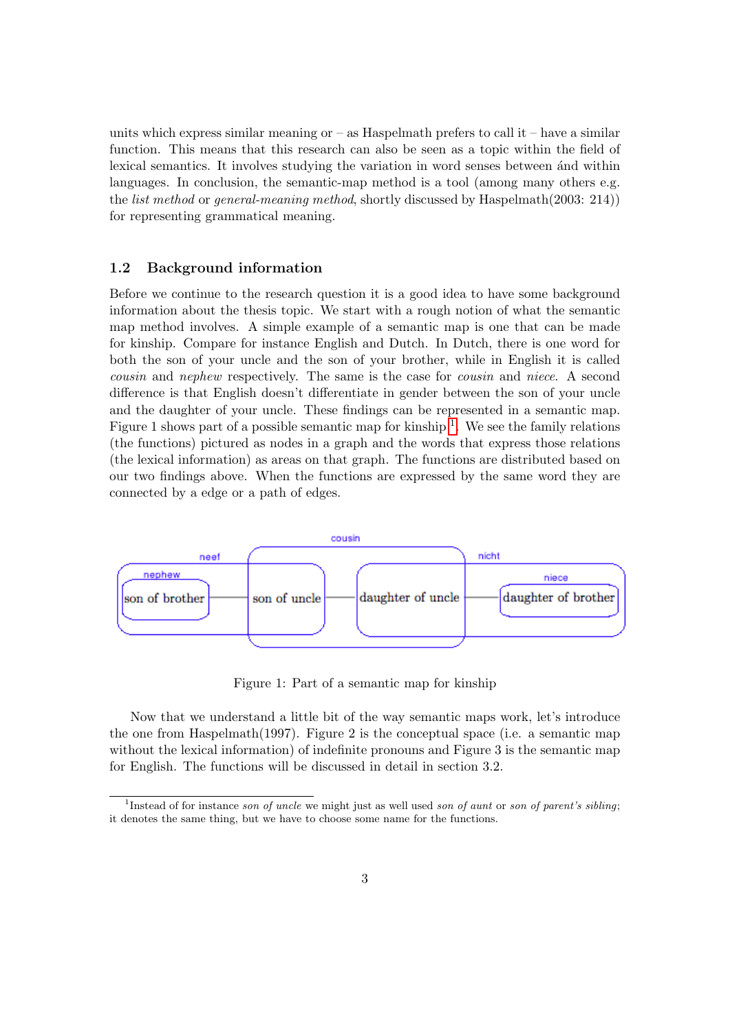units which express similar meaning or – as Haspelmath prefers to call it – have a similar function. This means that this research can also be seen as a topic within the field of lexical semantics. It involves studying the variation in word senses between ánd within languages. In conclusion, the semantic-map method is a tool (among many others e.g. the *list method* or *general-meaning method*, shortly discussed by Haspelmath(2003: 214)) for representing grammatical meaning.

## 1.2 Background information

Before we continue to the research question it is a good idea to have some background information about the thesis topic. We start with a rough notion of what the semantic map method involves. A simple example of a semantic map is one that can be made for kinship. Compare for instance English and Dutch. In Dutch, there is one word for both the son of your uncle and the son of your brother, while in English it is called *cousin* and *nephew* respectively. The same is the case for *cousin* and *niece*. A second difference is that English doesn't differentiate in gender between the son of your uncle and the daughter of your uncle. These findings can be represented in a semantic map. Figure 1 shows part of a possible semantic map for kinship[1]. We see the family relations (the functions) pictured as nodes in a graph and the words that express those relations (the lexical information) as areas on that graph. The functions are distributed based on our two findings above. When the functions are expressed by the same word they are connected by a edge or a path of edges.

cousin
neef
nicht
nephew
niece
son of brother — son of uncle — daughter of uncle — daughter of brother

Figure 1: Part of a semantic map for kinship

Now that we understand a little bit of the way semantic maps work, let's introduce the one from Haspelmath(1997). Figure 2 is the conceptual space (i.e. a semantic map without the lexical information) of indefinite pronouns and Figure 3 is the semantic map for English. The functions will be discussed in detail in section 3.2.

[1] Instead of for instance *son of uncle* we might just as well used *son of aunt* or *son of parent's sibling*; it denotes the same thing, but we have to choose some name for the functions.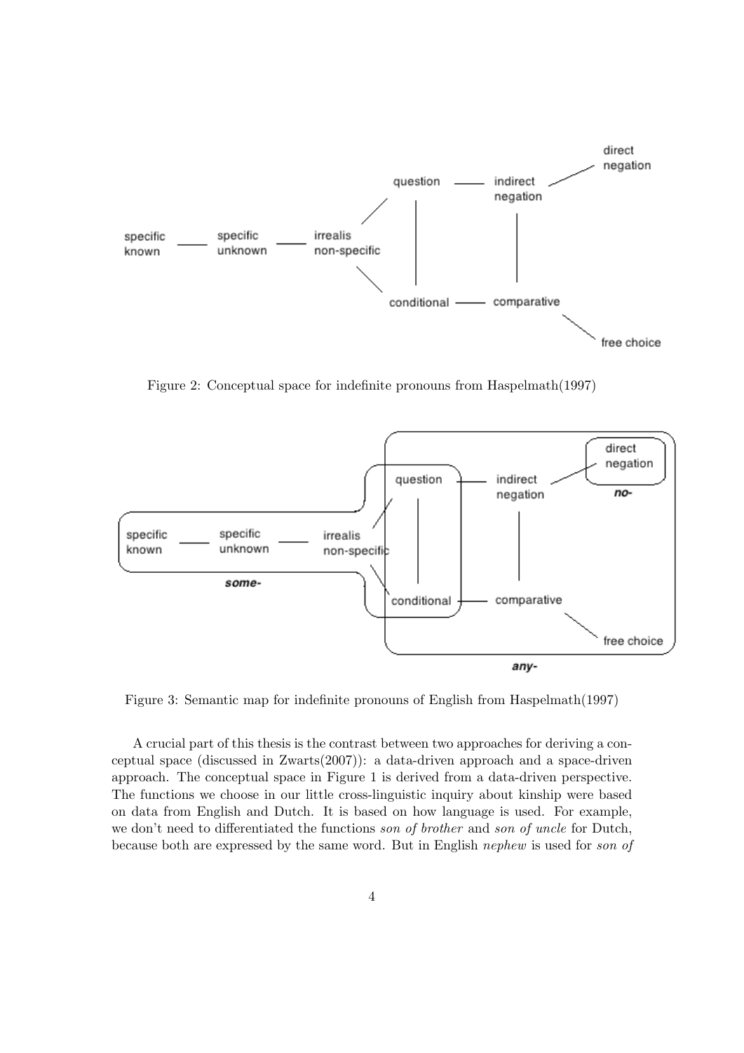Figure 2: Conceptual space for indefinite pronouns from Haspelmath(1997)

Figure 3: Semantic map for indefinite pronouns of English from Haspelmath(1997)

A crucial part of this thesis is the contrast between two approaches for deriving a conceptual space (discussed in Zwarts(2007)): a data-driven approach and a space-driven approach. The conceptual space in Figure 1 is derived from a data-driven perspective. The functions we choose in our little cross-linguistic inquiry about kinship were based on data from English and Dutch. It is based on how language is used. For example, we don't need to differentiated the functions *son of brother* and *son of uncle* for Dutch, because both are expressed by the same word. But in English *nephew* is used for *son of*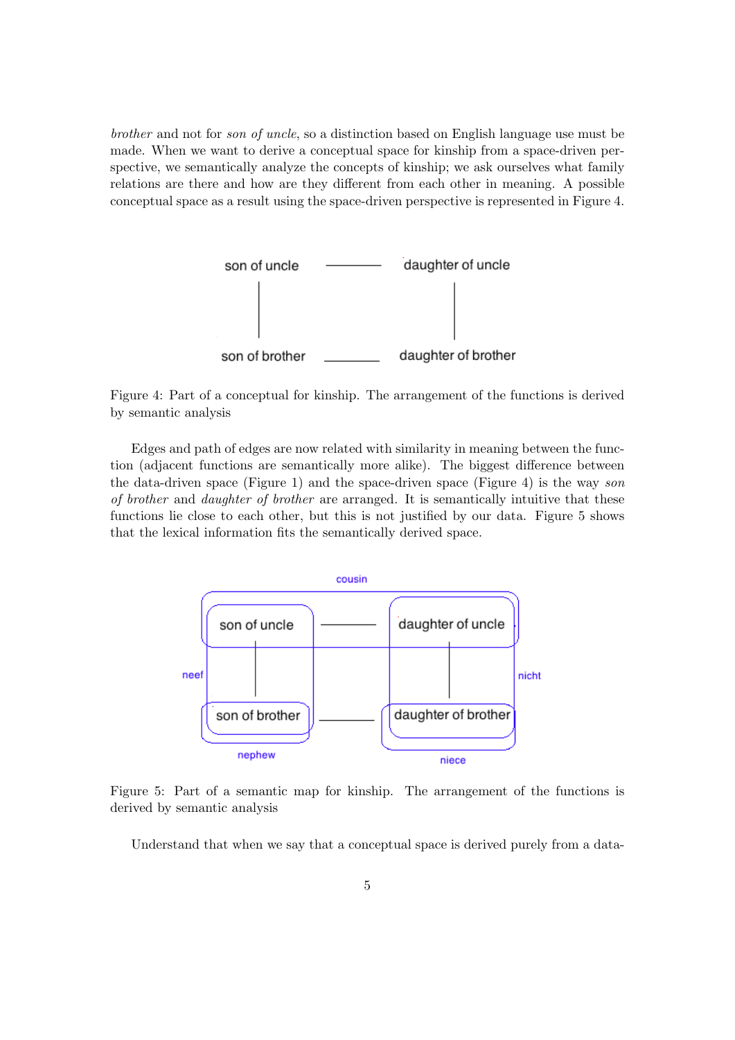*brother* and not for *son of uncle*, so a distinction based on English language use must be made. When we want to derive a conceptual space for kinship from a space-driven perspective, we semantically analyze the concepts of kinship; we ask ourselves what family relations are there and how are they different from each other in meaning. A possible conceptual space as a result using the space-driven perspective is represented in Figure 4.

Figure 4: Part of a conceptual for kinship. The arrangement of the functions is derived by semantic analysis

Edges and path of edges are now related with similarity in meaning between the function (adjacent functions are semantically more alike). The biggest difference between the data-driven space (Figure 1) and the space-driven space (Figure 4) is the way *son of brother* and *daughter of brother* are arranged. It is semantically intuitive that these functions lie close to each other, but this is not justified by our data. Figure 5 shows that the lexical information fits the semantically derived space.

Figure 5: Part of a semantic map for kinship. The arrangement of the functions is derived by semantic analysis

Understand that when we say that a conceptual space is derived purely from a data-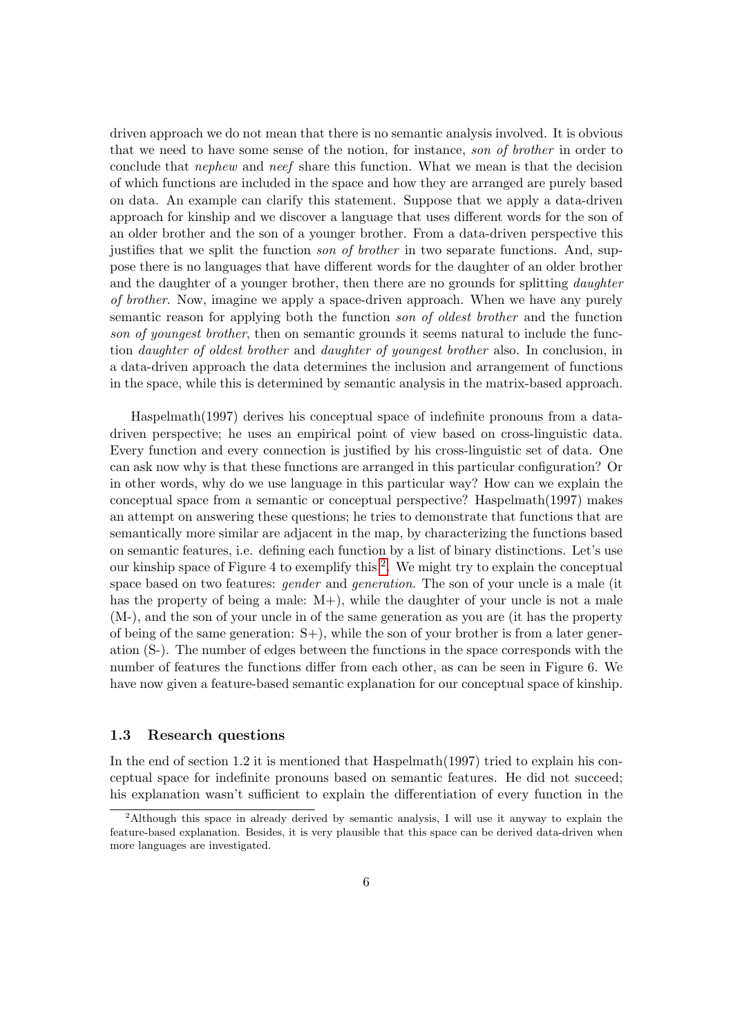driven approach we do not mean that there is no semantic analysis involved. It is obvious that we need to have some sense of the notion, for instance, *son of brother* in order to conclude that *nephew* and *neef* share this function. What we mean is that the decision of which functions are included in the space and how they are arranged are purely based on data. An example can clarify this statement. Suppose that we apply a data-driven approach for kinship and we discover a language that uses different words for the son of an older brother and the son of a younger brother. From a data-driven perspective this justifies that we split the function *son of brother* in two separate functions. And, suppose there is no languages that have different words for the daughter of an older brother and the daughter of a younger brother, then there are no grounds for splitting *daughter of brother*. Now, imagine we apply a space-driven approach. When we have any purely semantic reason for applying both the function *son of oldest brother* and the function *son of youngest brother*, then on semantic grounds it seems natural to include the function *daughter of oldest brother* and *daughter of youngest brother* also. In conclusion, in a data-driven approach the data determines the inclusion and arrangement of functions in the space, while this is determined by semantic analysis in the matrix-based approach.

Haspelmath(1997) derives his conceptual space of indefinite pronouns from a data-driven perspective; he uses an empirical point of view based on cross-linguistic data. Every function and every connection is justified by his cross-linguistic set of data. One can ask now why is that these functions are arranged in this particular configuration? Or in other words, why do we use language in this particular way? How can we explain the conceptual space from a semantic or conceptual perspective? Haspelmath(1997) makes an attempt on answering these questions; he tries to demonstrate that functions that are semantically more similar are adjacent in the map, by characterizing the functions based on semantic features, i.e. defining each function by a list of binary distinctions. Let's use our kinship space of Figure 4 to exemplify this [2]. We might try to explain the conceptual space based on two features: *gender* and *generation*. The son of your uncle is a male (it has the property of being a male: M+), while the daughter of your uncle is not a male (M-), and the son of your uncle in of the same generation as you are (it has the property of being of the same generation: S+), while the son of your brother is from a later generation (S-). The number of edges between the functions in the space corresponds with the number of features the functions differ from each other, as can be seen in Figure 6. We have now given a feature-based semantic explanation for our conceptual space of kinship.

### 1.3 Research questions

In the end of section 1.2 it is mentioned that Haspelmath(1997) tried to explain his conceptual space for indefinite pronouns based on semantic features. He did not succeed; his explanation wasn't sufficient to explain the differentiation of every function in the

[2] Although this space in already derived by semantic analysis, I will use it anyway to explain the feature-based explanation. Besides, it is very plausible that this space can be derived data-driven when more languages are investigated.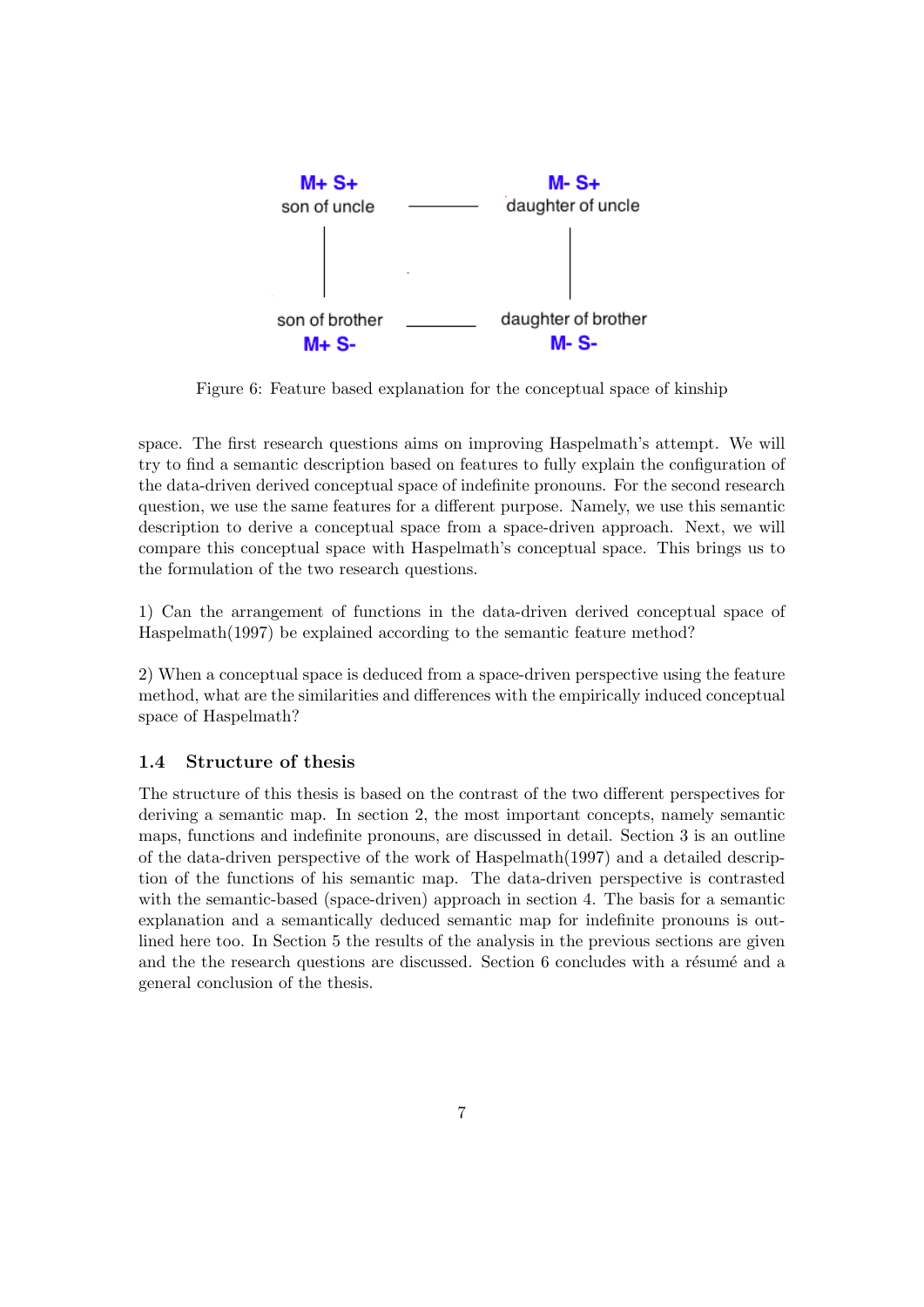M+ S+
son of uncle

M- S+
daughter of uncle

son of brother
M+ S-

daughter of brother
M- S-

Figure 6: Feature based explanation for the conceptual space of kinship

space. The first research questions aims on improving Haspelmath's attempt. We will try to find a semantic description based on features to fully explain the configuration of the data-driven derived conceptual space of indefinite pronouns. For the second research question, we use the same features for a different purpose. Namely, we use this semantic description to derive a conceptual space from a space-driven approach. Next, we will compare this conceptual space with Haspelmath's conceptual space. This brings us to the formulation of the two research questions.

1) Can the arrangement of functions in the data-driven derived conceptual space of Haspelmath(1997) be explained according to the semantic feature method?

2) When a conceptual space is deduced from a space-driven perspective using the feature method, what are the similarities and differences with the empirically induced conceptual space of Haspelmath?

### 1.4 Structure of thesis

The structure of this thesis is based on the contrast of the two different perspectives for deriving a semantic map. In section 2, the most important concepts, namely semantic maps, functions and indefinite pronouns, are discussed in detail. Section 3 is an outline of the data-driven perspective of the work of Haspelmath(1997) and a detailed description of the functions of his semantic map. The data-driven perspective is contrasted with the semantic-based (space-driven) approach in section 4. The basis for a semantic explanation and a semantically deduced semantic map for indefinite pronouns is outlined here too. In Section 5 the results of the analysis in the previous sections are given and the the research questions are discussed. Section 6 concludes with a résumé and a general conclusion of the thesis.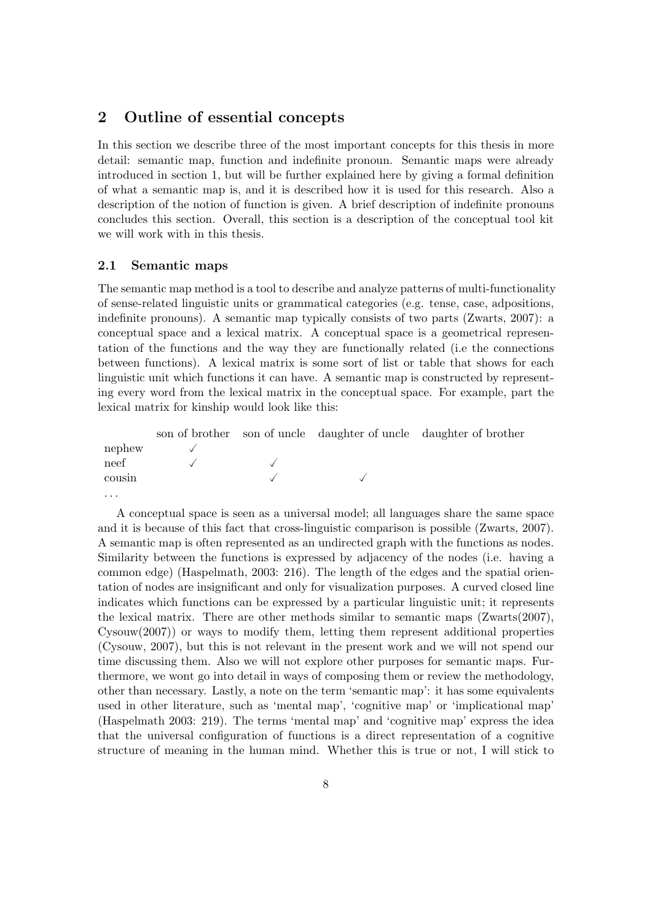## 2 Outline of essential concepts

In this section we describe three of the most important concepts for this thesis in more detail: semantic map, function and indefinite pronoun. Semantic maps were already introduced in section 1, but will be further explained here by giving a formal definition of what a semantic map is, and it is described how it is used for this research. Also a description of the notion of function is given. A brief description of indefinite pronouns concludes this section. Overall, this section is a description of the conceptual tool kit we will work with in this thesis.

### 2.1 Semantic maps

The semantic map method is a tool to describe and analyze patterns of multi-functionality of sense-related linguistic units or grammatical categories (e.g. tense, case, adpositions, indefinite pronouns). A semantic map typically consists of two parts (Zwarts, 2007): a conceptual space and a lexical matrix. A conceptual space is a geometrical representation of the functions and the way they are functionally related (i.e the connections between functions). A lexical matrix is some sort of list or table that shows for each linguistic unit which functions it can have. A semantic map is constructed by representing every word from the lexical matrix in the conceptual space. For example, part the lexical matrix for kinship would look like this:

| | son of brother | son of uncle | daughter of uncle | daughter of brother |
|---|---|---|---|---|
| nephew | ✓ | | | |
| neef | ✓ | ✓ | | |
| cousin | | ✓ | ✓ | |
| ... | | | | |

A conceptual space is seen as a universal model; all languages share the same space and it is because of this fact that cross-linguistic comparison is possible (Zwarts, 2007). A semantic map is often represented as an undirected graph with the functions as nodes. Similarity between the functions is expressed by adjacency of the nodes (i.e. having a common edge) (Haspelmath, 2003: 216). The length of the edges and the spatial orientation of nodes are insignificant and only for visualization purposes. A curved closed line indicates which functions can be expressed by a particular linguistic unit; it represents the lexical matrix. There are other methods similar to semantic maps (Zwarts(2007), Cysouw(2007)) or ways to modify them, letting them represent additional properties (Cysouw, 2007), but this is not relevant in the present work and we will not spend our time discussing them. Also we will not explore other purposes for semantic maps. Furthermore, we wont go into detail in ways of composing them or review the methodology, other than necessary. Lastly, a note on the term 'semantic map': it has some equivalents used in other literature, such as 'mental map', 'cognitive map' or 'implicational map' (Haspelmath 2003: 219). The terms 'mental map' and 'cognitive map' express the idea that the universal configuration of functions is a direct representation of a cognitive structure of meaning in the human mind. Whether this is true or not, I will stick to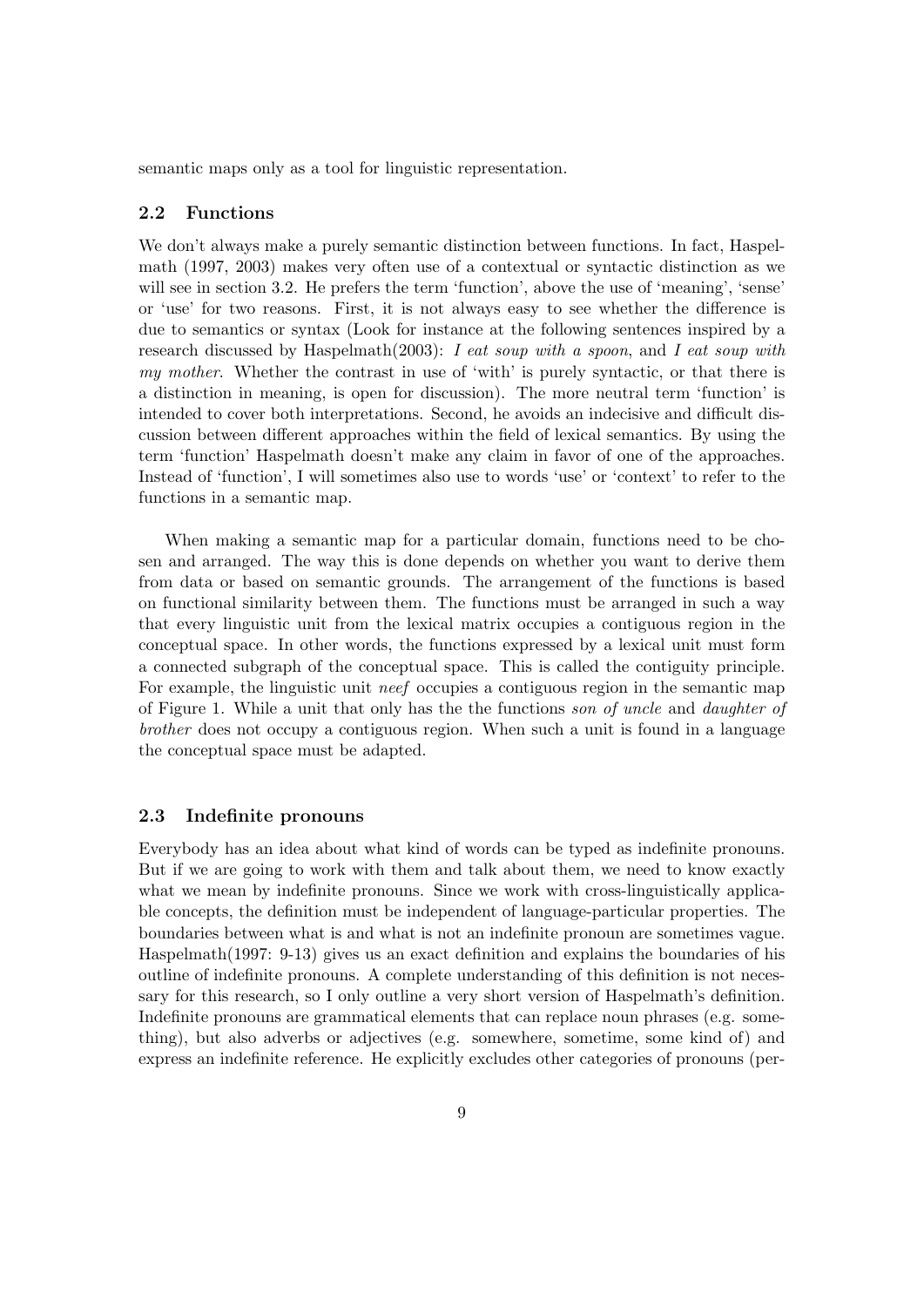semantic maps only as a tool for linguistic representation.

### 2.2 Functions

We don't always make a purely semantic distinction between functions. In fact, Haspelmath (1997, 2003) makes very often use of a contextual or syntactic distinction as we will see in section 3.2. He prefers the term 'function', above the use of 'meaning', 'sense' or 'use' for two reasons. First, it is not always easy to see whether the difference is due to semantics or syntax (Look for instance at the following sentences inspired by a research discussed by Haspelmath(2003): *I eat soup with a spoon*, and *I eat soup with my mother*. Whether the contrast in use of 'with' is purely syntactic, or that there is a distinction in meaning, is open for discussion). The more neutral term 'function' is intended to cover both interpretations. Second, he avoids an indecisive and difficult discussion between different approaches within the field of lexical semantics. By using the term 'function' Haspelmath doesn't make any claim in favor of one of the approaches. Instead of 'function', I will sometimes also use to words 'use' or 'context' to refer to the functions in a semantic map.

When making a semantic map for a particular domain, functions need to be chosen and arranged. The way this is done depends on whether you want to derive them from data or based on semantic grounds. The arrangement of the functions is based on functional similarity between them. The functions must be arranged in such a way that every linguistic unit from the lexical matrix occupies a contiguous region in the conceptual space. In other words, the functions expressed by a lexical unit must form a connected subgraph of the conceptual space. This is called the contiguity principle. For example, the linguistic unit *neef* occupies a contiguous region in the semantic map of Figure 1. While a unit that only has the the functions *son of uncle* and *daughter of brother* does not occupy a contiguous region. When such a unit is found in a language the conceptual space must be adapted.

### 2.3 Indefinite pronouns

Everybody has an idea about what kind of words can be typed as indefinite pronouns. But if we are going to work with them and talk about them, we need to know exactly what we mean by indefinite pronouns. Since we work with cross-linguistically applicable concepts, the definition must be independent of language-particular properties. The boundaries between what is and what is not an indefinite pronoun are sometimes vague. Haspelmath(1997: 9-13) gives us an exact definition and explains the boundaries of his outline of indefinite pronouns. A complete understanding of this definition is not necessary for this research, so I only outline a very short version of Haspelmath's definition. Indefinite pronouns are grammatical elements that can replace noun phrases (e.g. something), but also adverbs or adjectives (e.g. somewhere, sometime, some kind of) and express an indefinite reference. He explicitly excludes other categories of pronouns (per-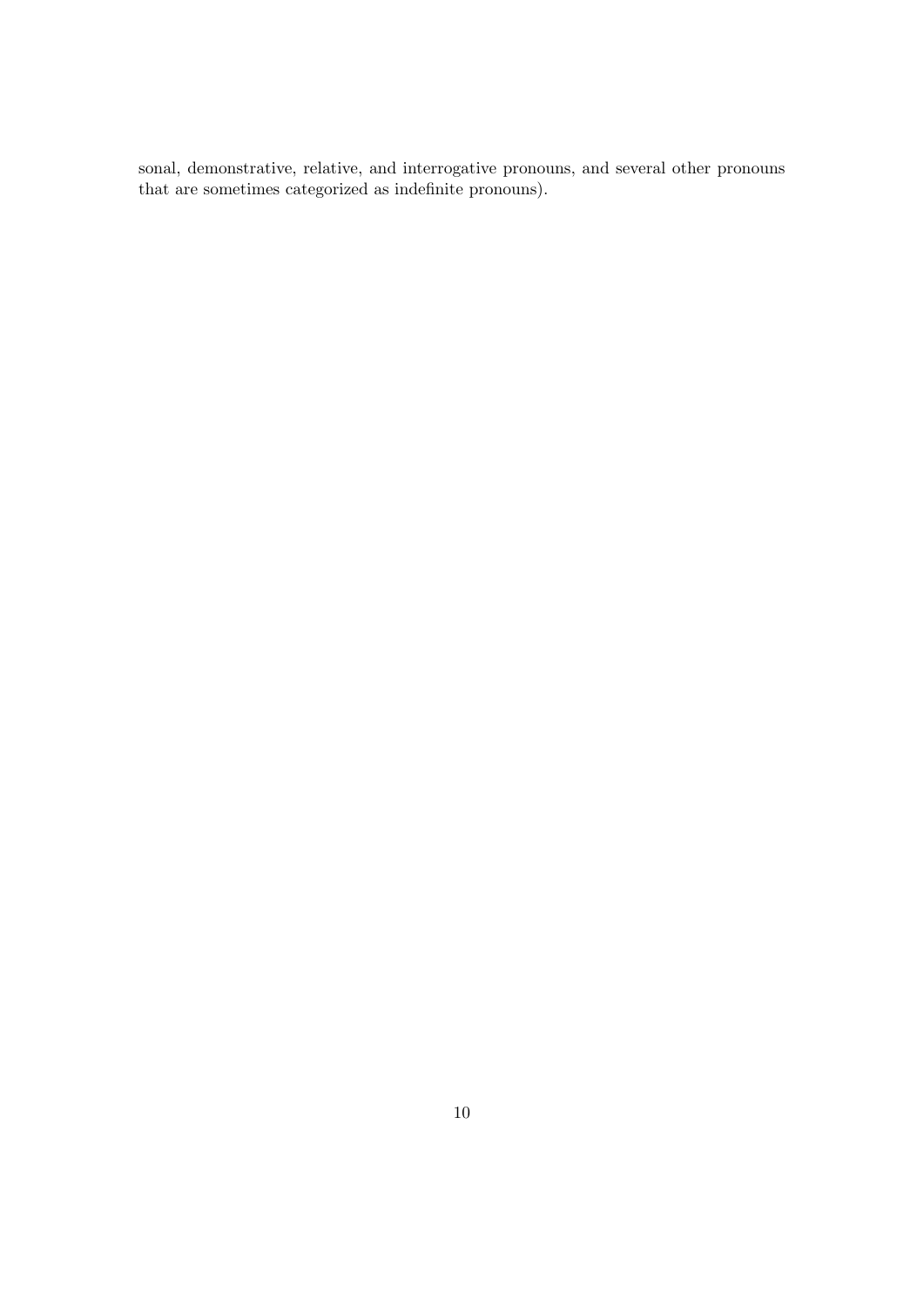sonal, demonstrative, relative, and interrogative pronouns, and several other pronouns that are sometimes categorized as indefinite pronouns).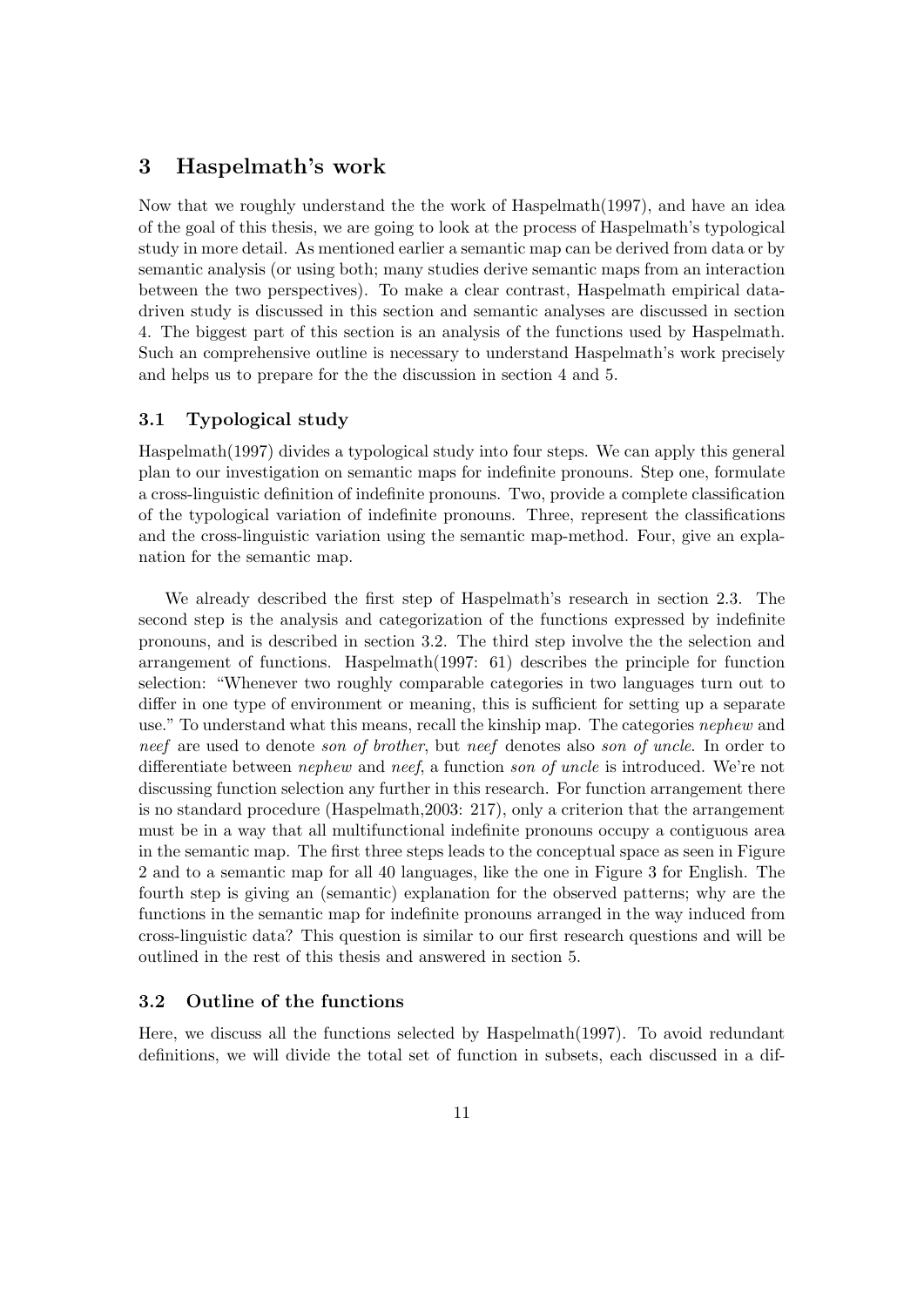## 3 Haspelmath's work

Now that we roughly understand the the work of Haspelmath(1997), and have an idea of the goal of this thesis, we are going to look at the process of Haspelmath's typological study in more detail. As mentioned earlier a semantic map can be derived from data or by semantic analysis (or using both; many studies derive semantic maps from an interaction between the two perspectives). To make a clear contrast, Haspelmath empirical data-driven study is discussed in this section and semantic analyses are discussed in section 4. The biggest part of this section is an analysis of the functions used by Haspelmath. Such an comprehensive outline is necessary to understand Haspelmath's work precisely and helps us to prepare for the the discussion in section 4 and 5.

### 3.1 Typological study

Haspelmath(1997) divides a typological study into four steps. We can apply this general plan to our investigation on semantic maps for indefinite pronouns. Step one, formulate a cross-linguistic definition of indefinite pronouns. Two, provide a complete classification of the typological variation of indefinite pronouns. Three, represent the classifications and the cross-linguistic variation using the semantic map-method. Four, give an explanation for the semantic map.

We already described the first step of Haspelmath's research in section 2.3. The second step is the analysis and categorization of the functions expressed by indefinite pronouns, and is described in section 3.2. The third step involve the the selection and arrangement of functions. Haspelmath(1997: 61) describes the principle for function selection: "Whenever two roughly comparable categories in two languages turn out to differ in one type of environment or meaning, this is sufficient for setting up a separate use." To understand what this means, recall the kinship map. The categories *nephew* and *neef* are used to denote *son of brother*, but *neef* denotes also *son of uncle*. In order to differentiate between *nephew* and *neef*, a function *son of uncle* is introduced. We're not discussing function selection any further in this research. For function arrangement there is no standard procedure (Haspelmath,2003: 217), only a criterion that the arrangement must be in a way that all multifunctional indefinite pronouns occupy a contiguous area in the semantic map. The first three steps leads to the conceptual space as seen in Figure 2 and to a semantic map for all 40 languages, like the one in Figure 3 for English. The fourth step is giving an (semantic) explanation for the observed patterns; why are the functions in the semantic map for indefinite pronouns arranged in the way induced from cross-linguistic data? This question is similar to our first research questions and will be outlined in the rest of this thesis and answered in section 5.

### 3.2 Outline of the functions

Here, we discuss all the functions selected by Haspelmath(1997). To avoid redundant definitions, we will divide the total set of function in subsets, each discussed in a dif-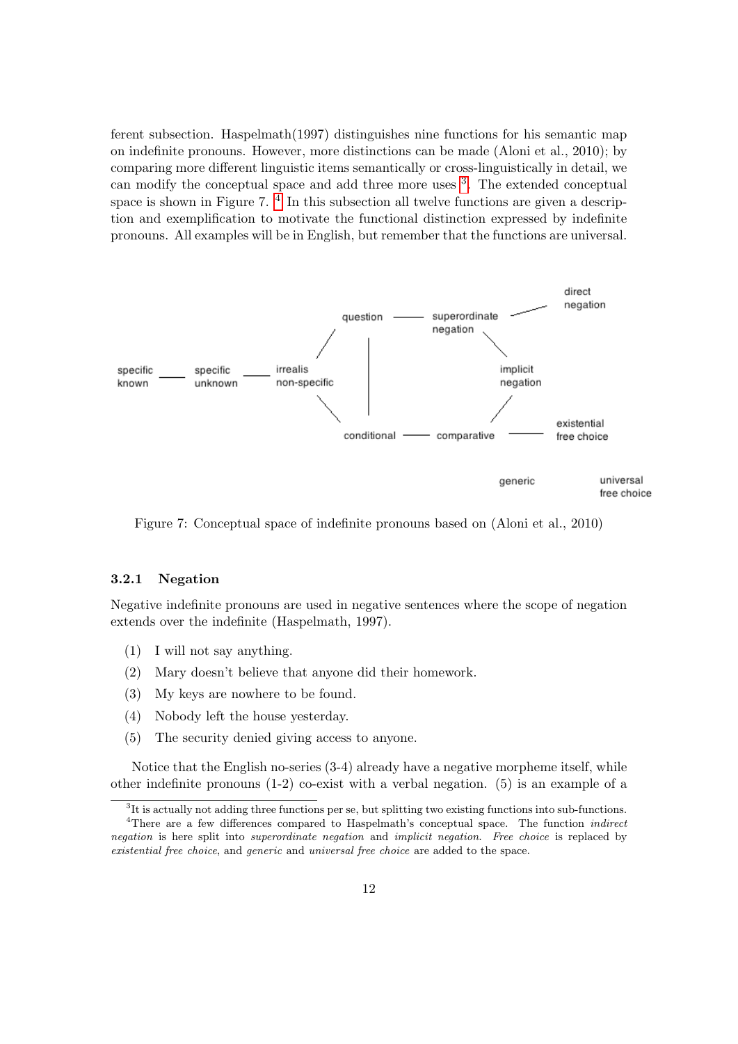ferent subsection. Haspelmath(1997) distinguishes nine functions for his semantic map on indefinite pronouns. However, more distinctions can be made (Aloni et al., 2010); by comparing more different linguistic items semantically or cross-linguistically in detail, we can modify the conceptual space and add three more uses [3]. The extended conceptual space is shown in Figure 7. [4] In this subsection all twelve functions are given a description and exemplification to motivate the functional distinction expressed by indefinite pronouns. All examples will be in English, but remember that the functions are universal.

Figure 7: Conceptual space of indefinite pronouns based on (Aloni et al., 2010)

### 3.2.1 Negation

Negative indefinite pronouns are used in negative sentences where the scope of negation extends over the indefinite (Haspelmath, 1997).

(1) I will not say anything.

(2) Mary doesn't believe that anyone did their homework.

(3) My keys are nowhere to be found.

(4) Nobody left the house yesterday.

(5) The security denied giving access to anyone.

Notice that the English no-series (3-4) already have a negative morpheme itself, while other indefinite pronouns (1-2) co-exist with a verbal negation. (5) is an example of a

[3] It is actually not adding three functions per se, but splitting two existing functions into sub-functions.

[4] There are a few differences compared to Haspelmath's conceptual space. The function *indirect negation* is here split into *superordinate negation* and *implicit negation*. *Free choice* is replaced by *existential free choice*, and *generic* and *universal free choice* are added to the space.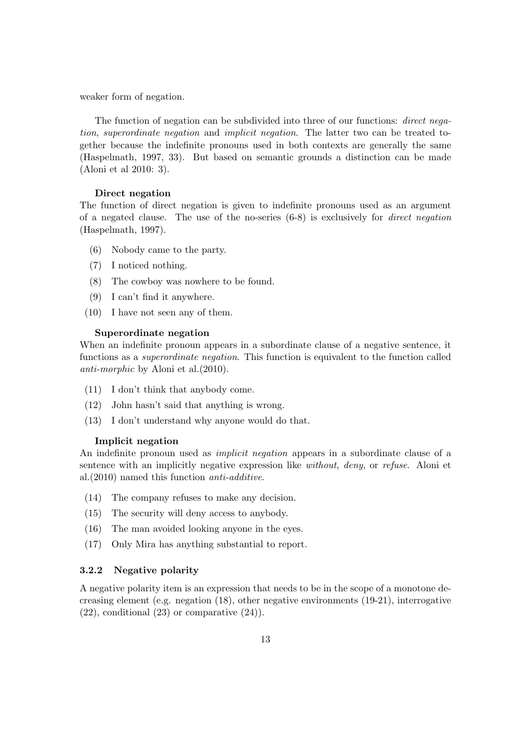weaker form of negation.

The function of negation can be subdivided into three of our functions: *direct negation*, *superordinate negation* and *implicit negation*. The latter two can be treated together because the indefinite pronouns used in both contexts are generally the same (Haspelmath, 1997, 33). But based on semantic grounds a distinction can be made (Aloni et al 2010: 3).

**Direct negation**

The function of direct negation is given to indefinite pronouns used as an argument of a negated clause. The use of the no-series (6-8) is exclusively for *direct negation* (Haspelmath, 1997).

(6) Nobody came to the party.

(7) I noticed nothing.

(8) The cowboy was nowhere to be found.

(9) I can't find it anywhere.

(10) I have not seen any of them.

**Superordinate negation**

When an indefinite pronoun appears in a subordinate clause of a negative sentence, it functions as a *superordinate negation*. This function is equivalent to the function called *anti-morphic* by Aloni et al.(2010).

(11) I don't think that anybody come.

(12) John hasn't said that anything is wrong.

(13) I don't understand why anyone would do that.

**Implicit negation**

An indefinite pronoun used as *implicit negation* appears in a subordinate clause of a sentence with an implicitly negative expression like *without*, *deny*, or *refuse*. Aloni et al.(2010) named this function *anti-additive*.

(14) The company refuses to make any decision.

(15) The security will deny access to anybody.

(16) The man avoided looking anyone in the eyes.

(17) Only Mira has anything substantial to report.

### 3.2.2 Negative polarity

A negative polarity item is an expression that needs to be in the scope of a monotone decreasing element (e.g. negation (18), other negative environments (19-21), interrogative (22), conditional (23) or comparative (24)).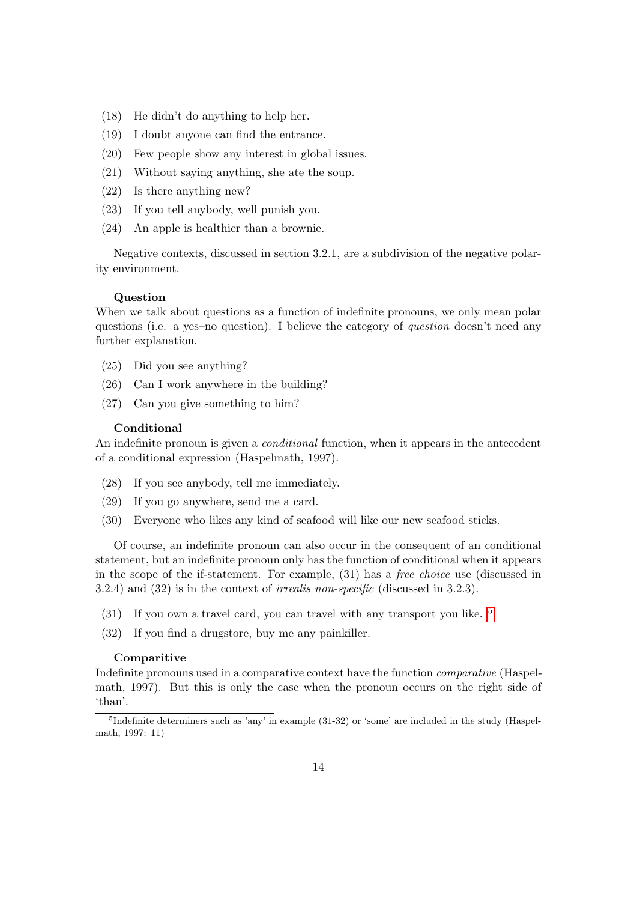(18) He didn't do anything to help her.

(19) I doubt anyone can find the entrance.

(20) Few people show any interest in global issues.

(21) Without saying anything, she ate the soup.

(22) Is there anything new?

(23) If you tell anybody, well punish you.

(24) An apple is healthier than a brownie.

Negative contexts, discussed in section 3.2.1, are a subdivision of the negative polarity environment.

**Question**

When we talk about questions as a function of indefinite pronouns, we only mean polar questions (i.e. a yes–no question). I believe the category of *question* doesn't need any further explanation.

(25) Did you see anything?

(26) Can I work anywhere in the building?

(27) Can you give something to him?

**Conditional**

An indefinite pronoun is given a *conditional* function, when it appears in the antecedent of a conditional expression (Haspelmath, 1997).

(28) If you see anybody, tell me immediately.

(29) If you go anywhere, send me a card.

(30) Everyone who likes any kind of seafood will like our new seafood sticks.

Of course, an indefinite pronoun can also occur in the consequent of an conditional statement, but an indefinite pronoun only has the function of conditional when it appears in the scope of the if-statement. For example, (31) has a *free choice* use (discussed in 3.2.4) and (32) is in the context of *irrealis non-specific* (discussed in 3.2.3).

(31) If you own a travel card, you can travel with any transport you like. [5]

(32) If you find a drugstore, buy me any painkiller.

**Comparitive**

Indefinite pronouns used in a comparative context have the function *comparative* (Haspelmath, 1997). But this is only the case when the pronoun occurs on the right side of 'than'.

[5] Indefinite determiners such as 'any' in example (31-32) or 'some' are included in the study (Haspelmath, 1997: 11)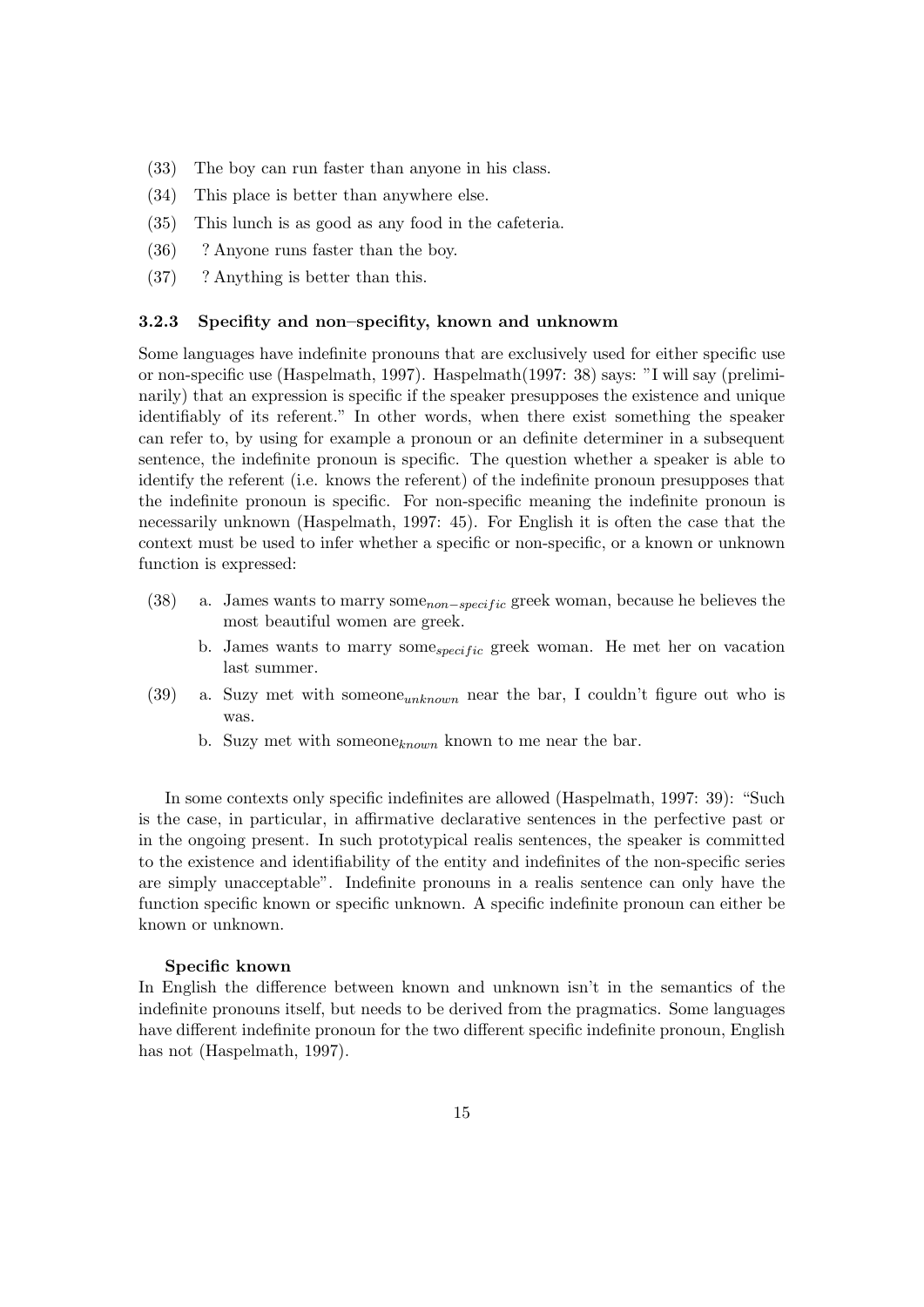(33) The boy can run faster than anyone in his class.

(34) This place is better than anywhere else.

(35) This lunch is as good as any food in the cafeteria.

(36) ? Anyone runs faster than the boy.

(37) ? Anything is better than this.

### 3.2.3 Specifity and non–specifity, known and unknowm

Some languages have indefinite pronouns that are exclusively used for either specific use or non-specific use (Haspelmath, 1997). Haspelmath(1997: 38) says: "I will say (preliminarily) that an expression is specific if the speaker presupposes the existence and unique identifiably of its referent." In other words, when there exist something the speaker can refer to, by using for example a pronoun or an definite determiner in a subsequent sentence, the indefinite pronoun is specific. The question whether a speaker is able to identify the referent (i.e. knows the referent) of the indefinite pronoun presupposes that the indefinite pronoun is specific. For non-specific meaning the indefinite pronoun is necessarily unknown (Haspelmath, 1997: 45). For English it is often the case that the context must be used to infer whether a specific or non-specific, or a known or unknown function is expressed:

(38) a. James wants to marry some$_{non-specific}$ greek woman, because he believes the most beautiful women are greek.

b. James wants to marry some$_{specific}$ greek woman. He met her on vacation last summer.

(39) a. Suzy met with someone$_{unknown}$ near the bar, I couldn't figure out who is was.

b. Suzy met with someone$_{known}$ known to me near the bar.

In some contexts only specific indefinites are allowed (Haspelmath, 1997: 39): "Such is the case, in particular, in affirmative declarative sentences in the perfective past or in the ongoing present. In such prototypical realis sentences, the speaker is committed to the existence and identifiability of the entity and indefinites of the non-specific series are simply unacceptable". Indefinite pronouns in a realis sentence can only have the function specific known or specific unknown. A specific indefinite pronoun can either be known or unknown.

**Specific known**

In English the difference between known and unknown isn't in the semantics of the indefinite pronouns itself, but needs to be derived from the pragmatics. Some languages have different indefinite pronoun for the two different specific indefinite pronoun, English has not (Haspelmath, 1997).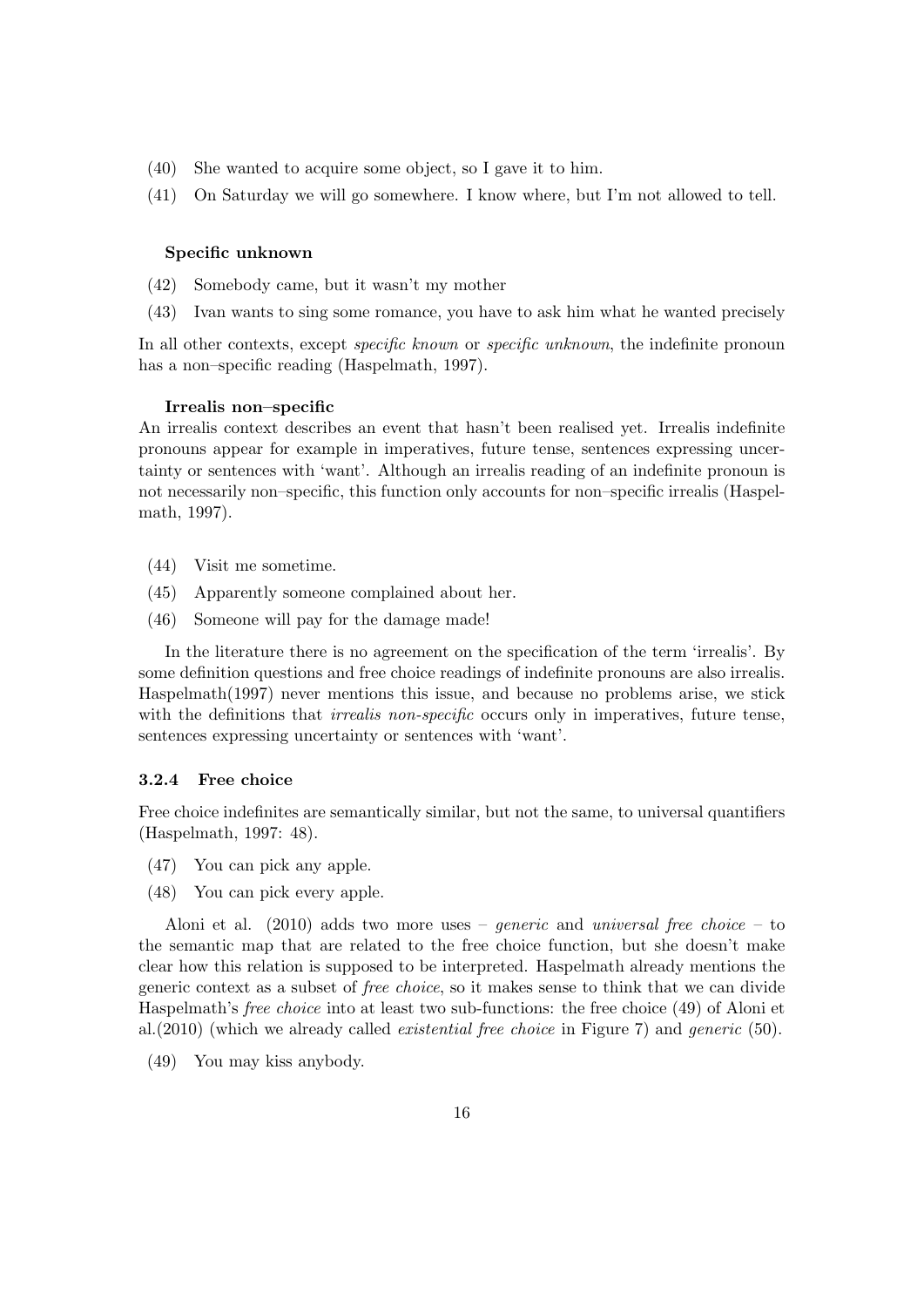(40) She wanted to acquire some object, so I gave it to him.

(41) On Saturday we will go somewhere. I know where, but I'm not allowed to tell.

**Specific unknown**

(42) Somebody came, but it wasn't my mother

(43) Ivan wants to sing some romance, you have to ask him what he wanted precisely

In all other contexts, except *specific known* or *specific unknown*, the indefinite pronoun has a non–specific reading (Haspelmath, 1997).

**Irrealis non–specific**

An irrealis context describes an event that hasn't been realised yet. Irrealis indefinite pronouns appear for example in imperatives, future tense, sentences expressing uncertainty or sentences with 'want'. Although an irrealis reading of an indefinite pronoun is not necessarily non–specific, this function only accounts for non–specific irrealis (Haspelmath, 1997).

(44) Visit me sometime.

(45) Apparently someone complained about her.

(46) Someone will pay for the damage made!

In the literature there is no agreement on the specification of the term 'irrealis'. By some definition questions and free choice readings of indefinite pronouns are also irrealis. Haspelmath(1997) never mentions this issue, and because no problems arise, we stick with the definitions that *irrealis non-specific* occurs only in imperatives, future tense, sentences expressing uncertainty or sentences with 'want'.

### 3.2.4 Free choice

Free choice indefinites are semantically similar, but not the same, to universal quantifiers (Haspelmath, 1997: 48).

(47) You can pick any apple.

(48) You can pick every apple.

Aloni et al. (2010) adds two more uses – *generic* and *universal free choice* – to the semantic map that are related to the free choice function, but she doesn't make clear how this relation is supposed to be interpreted. Haspelmath already mentions the generic context as a subset of *free choice*, so it makes sense to think that we can divide Haspelmath's *free choice* into at least two sub-functions: the free choice (49) of Aloni et al.(2010) (which we already called *existential free choice* in Figure 7) and *generic* (50).

(49) You may kiss anybody.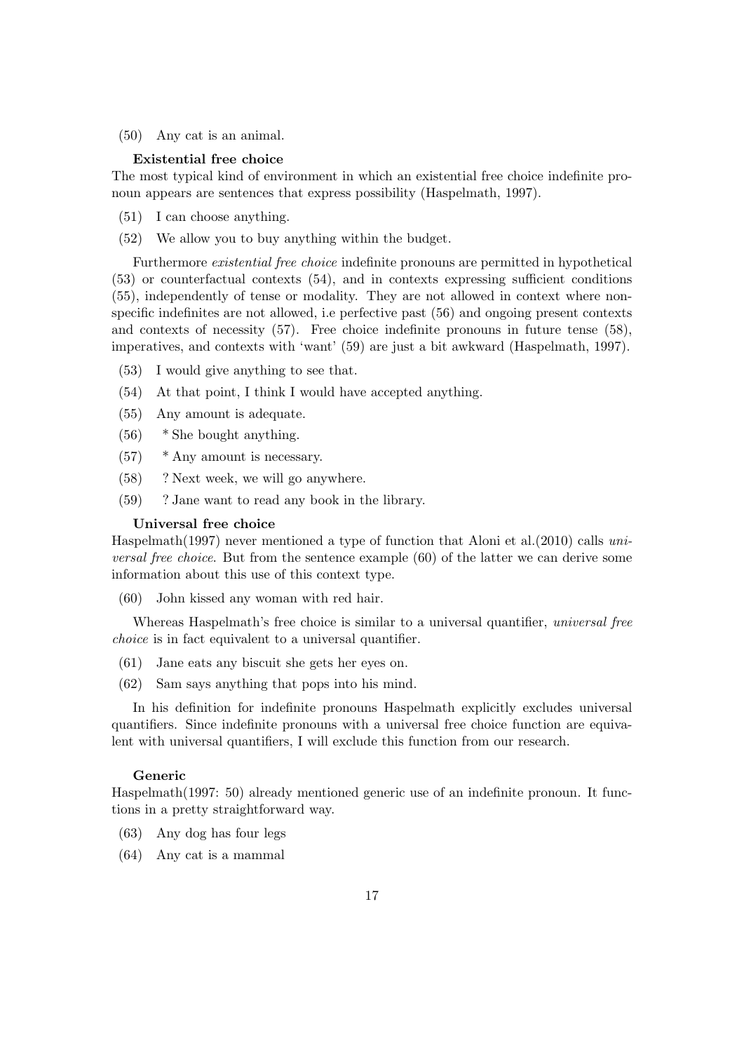(50) Any cat is an animal.

**Existential free choice**

The most typical kind of environment in which an existential free choice indefinite pronoun appears are sentences that express possibility (Haspelmath, 1997).

(51) I can choose anything.

(52) We allow you to buy anything within the budget.

Furthermore *existential free choice* indefinite pronouns are permitted in hypothetical (53) or counterfactual contexts (54), and in contexts expressing sufficient conditions (55), independently of tense or modality. They are not allowed in context where non-specific indefinites are not allowed, i.e perfective past (56) and ongoing present contexts and contexts of necessity (57). Free choice indefinite pronouns in future tense (58), imperatives, and contexts with 'want' (59) are just a bit awkward (Haspelmath, 1997).

(53) I would give anything to see that.

(54) At that point, I think I would have accepted anything.

(55) Any amount is adequate.

(56) * She bought anything.

(57) * Any amount is necessary.

(58) ? Next week, we will go anywhere.

(59) ? Jane want to read any book in the library.

**Universal free choice**

Haspelmath(1997) never mentioned a type of function that Aloni et al.(2010) calls *universal free choice*. But from the sentence example (60) of the latter we can derive some information about this use of this context type.

(60) John kissed any woman with red hair.

Whereas Haspelmath's free choice is similar to a universal quantifier, *universal free choice* is in fact equivalent to a universal quantifier.

(61) Jane eats any biscuit she gets her eyes on.

(62) Sam says anything that pops into his mind.

In his definition for indefinite pronouns Haspelmath explicitly excludes universal quantifiers. Since indefinite pronouns with a universal free choice function are equivalent with universal quantifiers, I will exclude this function from our research.

**Generic**

Haspelmath(1997: 50) already mentioned generic use of an indefinite pronoun. It functions in a pretty straightforward way.

(63) Any dog has four legs

(64) Any cat is a mammal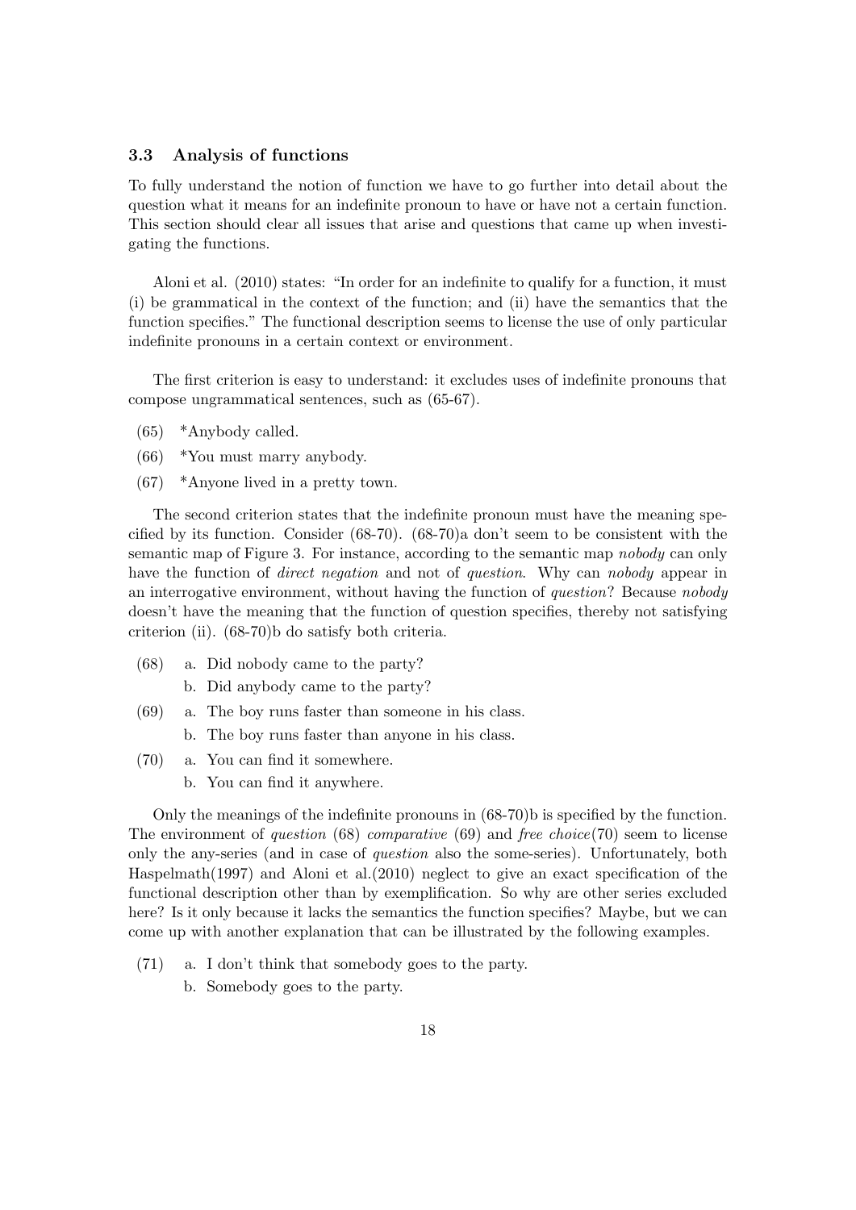### 3.3 Analysis of functions

To fully understand the notion of function we have to go further into detail about the question what it means for an indefinite pronoun to have or have not a certain function. This section should clear all issues that arise and questions that came up when investigating the functions.

Aloni et al. (2010) states: "In order for an indefinite to qualify for a function, it must (i) be grammatical in the context of the function; and (ii) have the semantics that the function specifies." The functional description seems to license the use of only particular indefinite pronouns in a certain context or environment.

The first criterion is easy to understand: it excludes uses of indefinite pronouns that compose ungrammatical sentences, such as (65-67).

(65) *Anybody called.

(66) *You must marry anybody.

(67) *Anyone lived in a pretty town.

The second criterion states that the indefinite pronoun must have the meaning specified by its function. Consider (68-70). (68-70)a don't seem to be consistent with the semantic map of Figure 3. For instance, according to the semantic map *nobody* can only have the function of *direct negation* and not of *question*. Why can *nobody* appear in an interrogative environment, without having the function of *question*? Because *nobody* doesn't have the meaning that the function of question specifies, thereby not satisfying criterion (ii). (68-70)b do satisfy both criteria.

(68) a. Did nobody came to the party?
     b. Did anybody came to the party?

(69) a. The boy runs faster than someone in his class.
     b. The boy runs faster than anyone in his class.

(70) a. You can find it somewhere.
     b. You can find it anywhere.

Only the meanings of the indefinite pronouns in (68-70)b is specified by the function. The environment of *question* (68) *comparative* (69) and *free choice*(70) seem to license only the any-series (and in case of *question* also the some-series). Unfortunately, both Haspelmath(1997) and Aloni et al.(2010) neglect to give an exact specification of the functional description other than by exemplification. So why are other series excluded here? Is it only because it lacks the semantics the function specifies? Maybe, but we can come up with another explanation that can be illustrated by the following examples.

(71) a. I don't think that somebody goes to the party.
     b. Somebody goes to the party.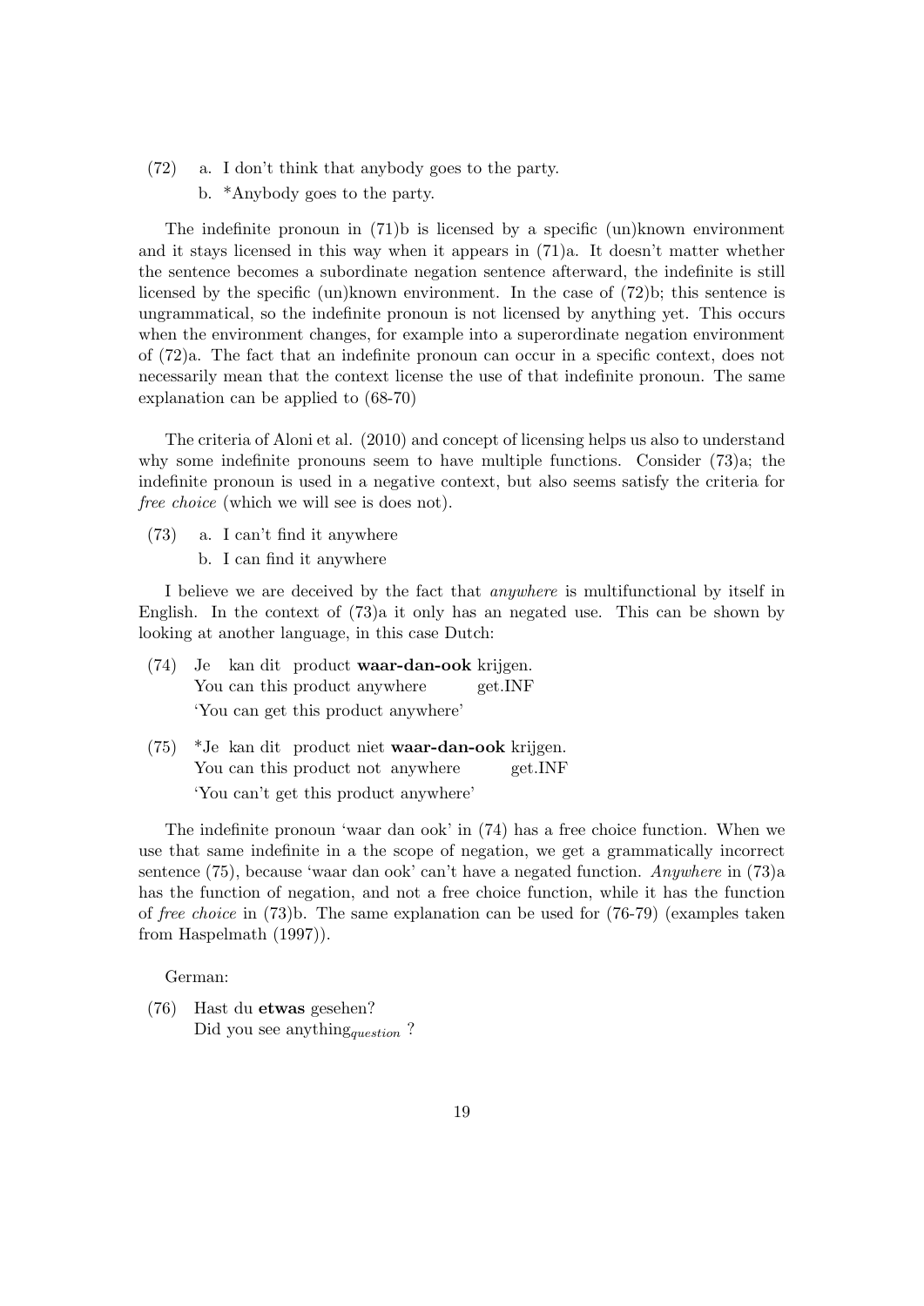(72) a. I don't think that anybody goes to the party.
  b. *Anybody goes to the party.

The indefinite pronoun in (71)b is licensed by a specific (un)known environment and it stays licensed in this way when it appears in (71)a. It doesn't matter whether the sentence becomes a subordinate negation sentence afterward, the indefinite is still licensed by the specific (un)known environment. In the case of (72)b; this sentence is ungrammatical, so the indefinite pronoun is not licensed by anything yet. This occurs when the environment changes, for example into a superordinate negation environment of (72)a. The fact that an indefinite pronoun can occur in a specific context, does not necessarily mean that the context license the use of that indefinite pronoun. The same explanation can be applied to (68-70)

The criteria of Aloni et al. (2010) and concept of licensing helps us also to understand why some indefinite pronouns seem to have multiple functions. Consider (73)a; the indefinite pronoun is used in a negative context, but also seems satisfy the criteria for *free choice* (which we will see is does not).

(73) a. I can't find it anywhere
  b. I can find it anywhere

I believe we are deceived by the fact that *anywhere* is multifunctional by itself in English. In the context of (73)a it only has an negated use. This can be shown by looking at another language, in this case Dutch:

(74) Je kan dit product **waar-dan-ook** krijgen.
  You can this product anywhere get.INF
  'You can get this product anywhere'

(75) *Je kan dit product niet **waar-dan-ook** krijgen.
  You can this product not anywhere get.INF
  'You can't get this product anywhere'

The indefinite pronoun 'waar dan ook' in (74) has a free choice function. When we use that same indefinite in a the scope of negation, we get a grammatically incorrect sentence (75), because 'waar dan ook' can't have a negated function. *Anywhere* in (73)a has the function of negation, and not a free choice function, while it has the function of *free choice* in (73)b. The same explanation can be used for (76-79) (examples taken from Haspelmath (1997)).

German:

(76) Hast du **etwas** gesehen?
  Did you see anything$_{question}$ ?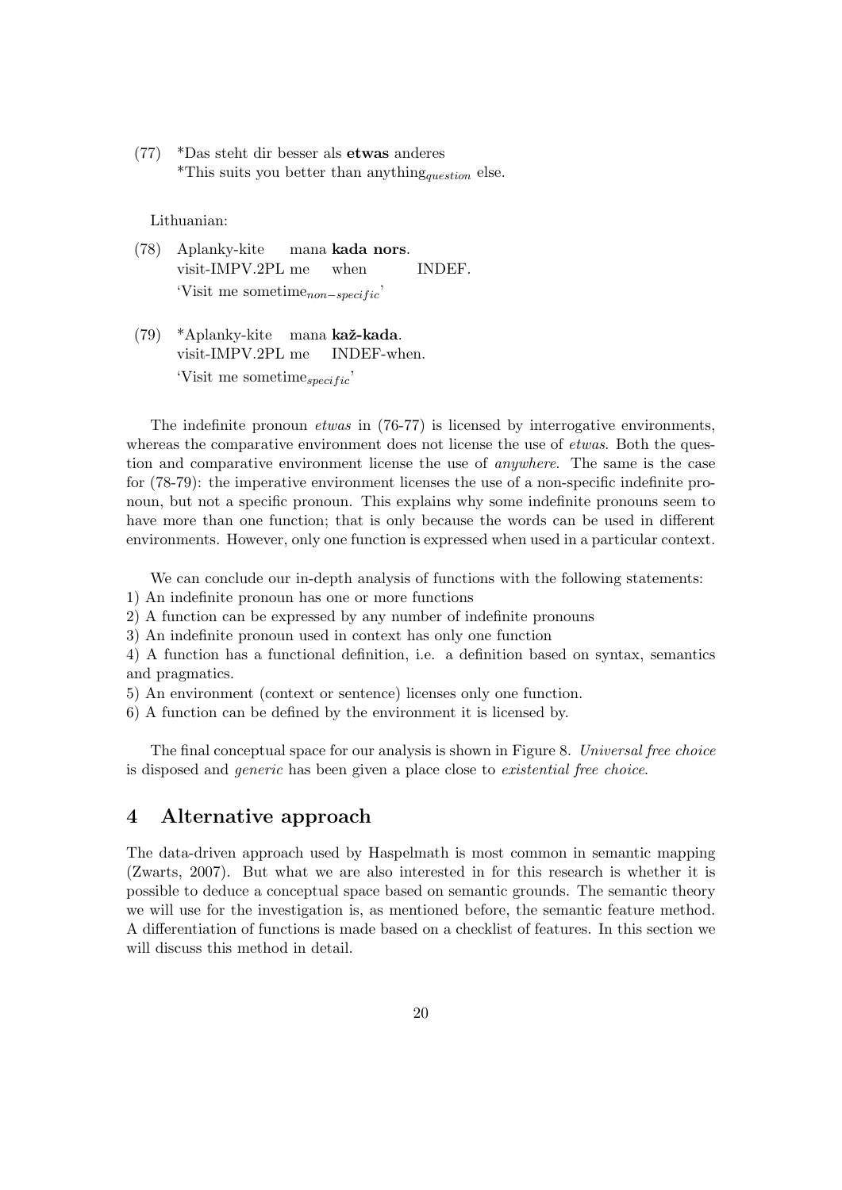(77) *Das steht dir besser als **etwas** anderes
*This suits you better than anything$_{question}$ else.

Lithuanian:

(78) Aplanky-kite mana **kada nors**.
visit-IMPV.2PL me when INDEF.
'Visit me sometime$_{non-specific}$'

(79) *Aplanky-kite mana **kaž-kada**.
visit-IMPV.2PL me INDEF-when.
'Visit me sometime$_{specific}$'

The indefinite pronoun *etwas* in (76-77) is licensed by interrogative environments, whereas the comparative environment does not license the use of *etwas*. Both the question and comparative environment license the use of *anywhere*. The same is the case for (78-79): the imperative environment licenses the use of a non-specific indefinite pronoun, but not a specific pronoun. This explains why some indefinite pronouns seem to have more than one function; that is only because the words can be used in different environments. However, only one function is expressed when used in a particular context.

We can conclude our in-depth analysis of functions with the following statements:
1) An indefinite pronoun has one or more functions
2) A function can be expressed by any number of indefinite pronouns
3) An indefinite pronoun used in context has only one function
4) A function has a functional definition, i.e. a definition based on syntax, semantics and pragmatics.
5) An environment (context or sentence) licenses only one function.
6) A function can be defined by the environment it is licensed by.

The final conceptual space for our analysis is shown in Figure 8. *Universal free choice* is disposed and *generic* has been given a place close to *existential free choice*.

## 4 Alternative approach

The data-driven approach used by Haspelmath is most common in semantic mapping (Zwarts, 2007). But what we are also interested in for this research is whether it is possible to deduce a conceptual space based on semantic grounds. The semantic theory we will use for the investigation is, as mentioned before, the semantic feature method. A differentiation of functions is made based on a checklist of features. In this section we will discuss this method in detail.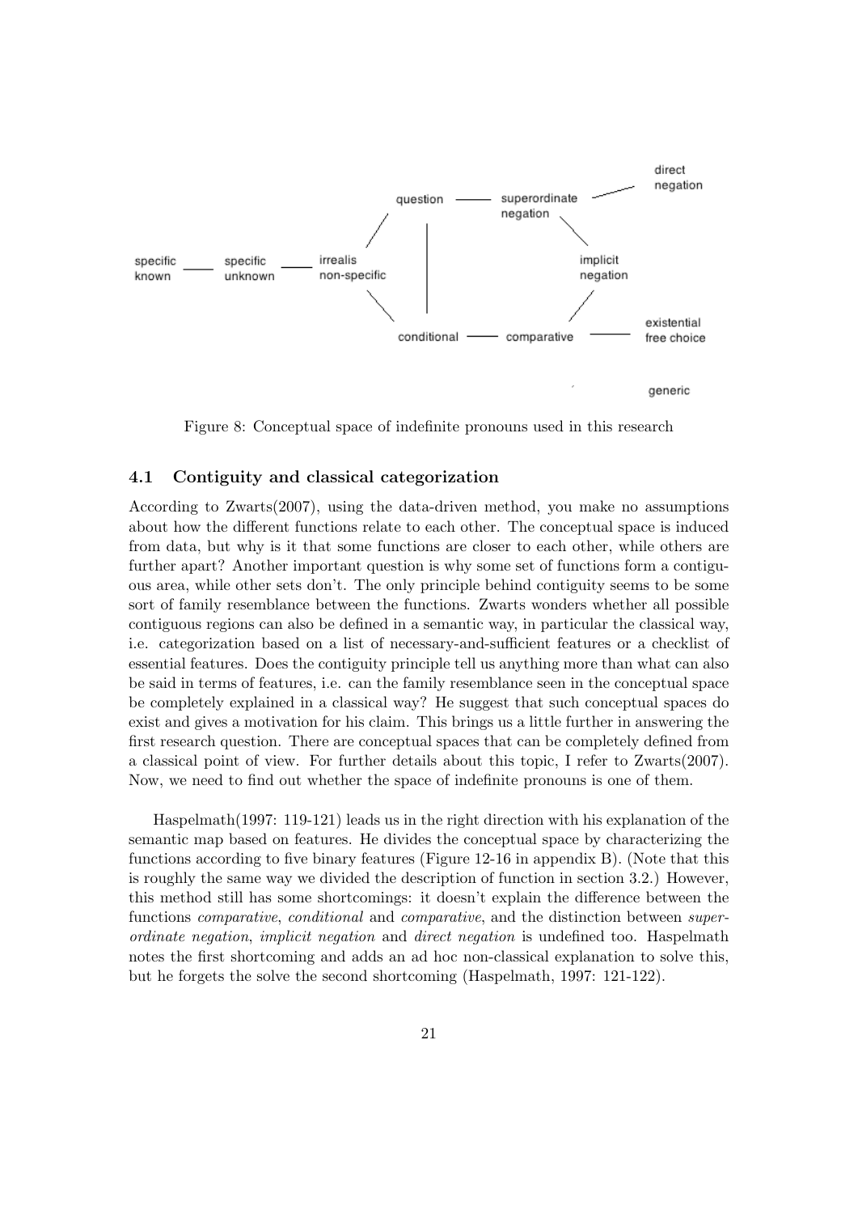Figure 8: Conceptual space of indefinite pronouns used in this research

### 4.1 Contiguity and classical categorization

According to Zwarts(2007), using the data-driven method, you make no assumptions about how the different functions relate to each other. The conceptual space is induced from data, but why is it that some functions are closer to each other, while others are further apart? Another important question is why some set of functions form a contiguous area, while other sets don't. The only principle behind contiguity seems to be some sort of family resemblance between the functions. Zwarts wonders whether all possible contiguous regions can also be defined in a semantic way, in particular the classical way, i.e. categorization based on a list of necessary-and-sufficient features or a checklist of essential features. Does the contiguity principle tell us anything more than what can also be said in terms of features, i.e. can the family resemblance seen in the conceptual space be completely explained in a classical way? He suggest that such conceptual spaces do exist and gives a motivation for his claim. This brings us a little further in answering the first research question. There are conceptual spaces that can be completely defined from a classical point of view. For further details about this topic, I refer to Zwarts(2007). Now, we need to find out whether the space of indefinite pronouns is one of them.

Haspelmath(1997: 119-121) leads us in the right direction with his explanation of the semantic map based on features. He divides the conceptual space by characterizing the functions according to five binary features (Figure 12-16 in appendix B). (Note that this is roughly the same way we divided the description of function in section 3.2.) However, this method still has some shortcomings: it doesn't explain the difference between the functions *comparative*, *conditional* and *comparative*, and the distinction between *superordinate negation*, *implicit negation* and *direct negation* is undefined too. Haspelmath notes the first shortcoming and adds an ad hoc non-classical explanation to solve this, but he forgets the solve the second shortcoming (Haspelmath, 1997: 121-122).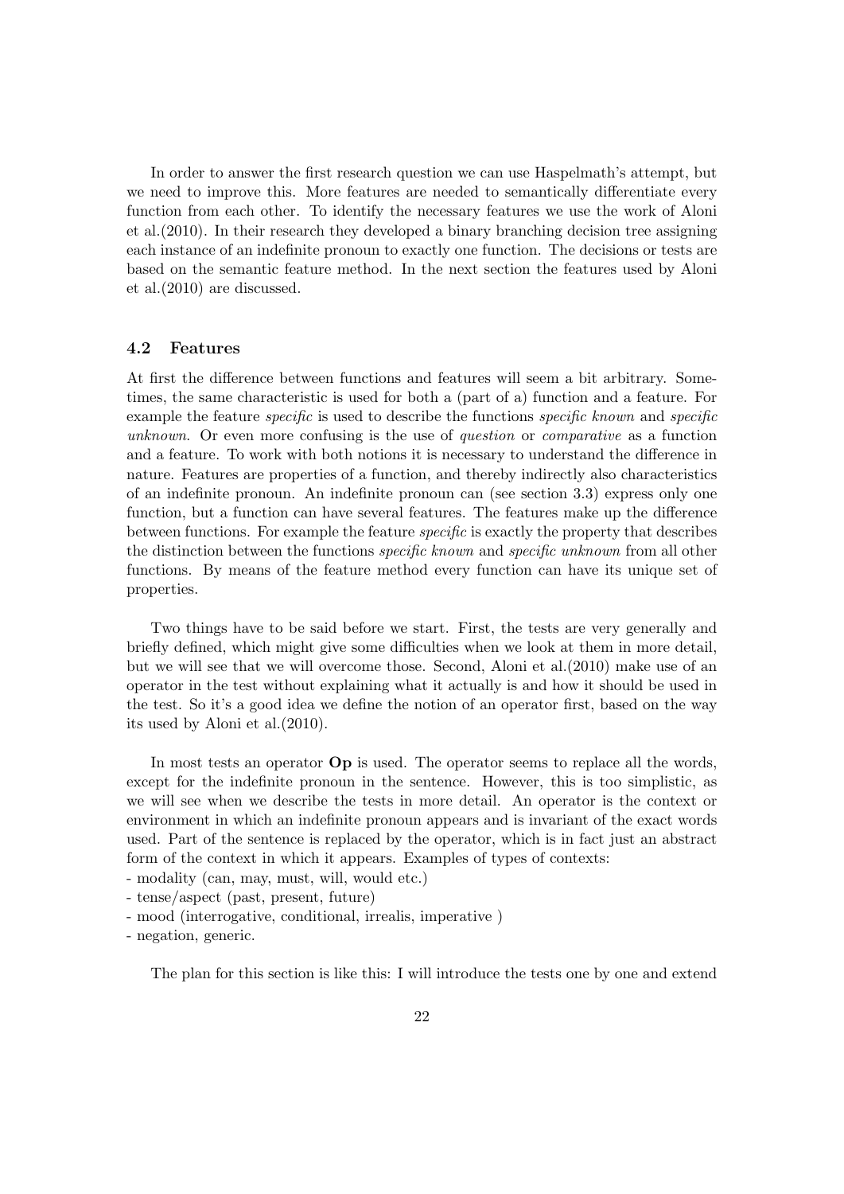In order to answer the first research question we can use Haspelmath's attempt, but we need to improve this. More features are needed to semantically differentiate every function from each other. To identify the necessary features we use the work of Aloni et al.(2010). In their research they developed a binary branching decision tree assigning each instance of an indefinite pronoun to exactly one function. The decisions or tests are based on the semantic feature method. In the next section the features used by Aloni et al.(2010) are discussed.

### 4.2 Features

At first the difference between functions and features will seem a bit arbitrary. Sometimes, the same characteristic is used for both a (part of a) function and a feature. For example the feature *specific* is used to describe the functions *specific known* and *specific unknown*. Or even more confusing is the use of *question* or *comparative* as a function and a feature. To work with both notions it is necessary to understand the difference in nature. Features are properties of a function, and thereby indirectly also characteristics of an indefinite pronoun. An indefinite pronoun can (see section 3.3) express only one function, but a function can have several features. The features make up the difference between functions. For example the feature *specific* is exactly the property that describes the distinction between the functions *specific known* and *specific unknown* from all other functions. By means of the feature method every function can have its unique set of properties.

Two things have to be said before we start. First, the tests are very generally and briefly defined, which might give some difficulties when we look at them in more detail, but we will see that we will overcome those. Second, Aloni et al.(2010) make use of an operator in the test without explaining what it actually is and how it should be used in the test. So it's a good idea we define the notion of an operator first, based on the way its used by Aloni et al.(2010).

In most tests an operator **Op** is used. The operator seems to replace all the words, except for the indefinite pronoun in the sentence. However, this is too simplistic, as we will see when we describe the tests in more detail. An operator is the context or environment in which an indefinite pronoun appears and is invariant of the exact words used. Part of the sentence is replaced by the operator, which is in fact just an abstract form of the context in which it appears. Examples of types of contexts:
- modality (can, may, must, will, would etc.)
- tense/aspect (past, present, future)
- mood (interrogative, conditional, irrealis, imperative )
- negation, generic.

The plan for this section is like this: I will introduce the tests one by one and extend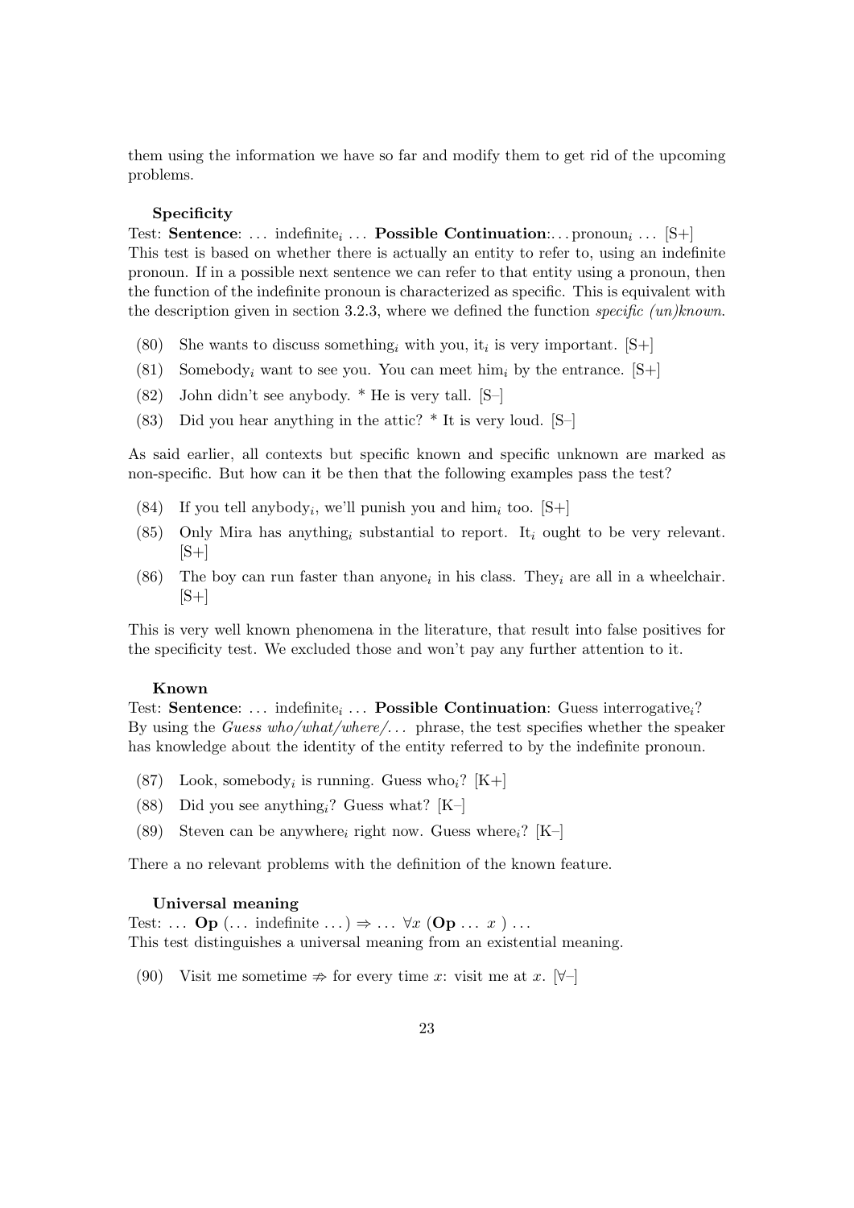them using the information we have so far and modify them to get rid of the upcoming problems.

**Specificity**

Test: **Sentence**: … indefinite$_i$ … **Possible Continuation**:… pronoun$_i$ … [S+]
This test is based on whether there is actually an entity to refer to, using an indefinite pronoun. If in a possible next sentence we can refer to that entity using a pronoun, then the function of the indefinite pronoun is characterized as specific. This is equivalent with the description given in section 3.2.3, where we defined the function *specific (un)known*.

(80) She wants to discuss something$_i$ with you, it$_i$ is very important. [S+]

(81) Somebody$_i$ want to see you. You can meet him$_i$ by the entrance. [S+]

(82) John didn't see anybody. * He is very tall. [S–]

(83) Did you hear anything in the attic? * It is very loud. [S–]

As said earlier, all contexts but specific known and specific unknown are marked as non-specific. But how can it be then that the following examples pass the test?

(84) If you tell anybody$_i$, we'll punish you and him$_i$ too. [S+]

(85) Only Mira has anything$_i$ substantial to report. It$_i$ ought to be very relevant. [S+]

(86) The boy can run faster than anyone$_i$ in his class. They$_i$ are all in a wheelchair. [S+]

This is very well known phenomena in the literature, that result into false positives for the specificity test. We excluded those and won't pay any further attention to it.

**Known**

Test: **Sentence**: … indefinite$_i$ … **Possible Continuation**: Guess interrogative$_i$?
By using the *Guess who/what/where/…* phrase, the test specifies whether the speaker has knowledge about the identity of the entity referred to by the indefinite pronoun.

(87) Look, somebody$_i$ is running. Guess who$_i$? [K+]

(88) Did you see anything$_i$? Guess what? [K–]

(89) Steven can be anywhere$_i$ right now. Guess where$_i$? [K–]

There a no relevant problems with the definition of the known feature.

**Universal meaning**

Test: … **Op** (… indefinite …) $\Rightarrow$ … $\forall x$ (**Op** … $x$ ) …
This test distinguishes a universal meaning from an existential meaning.

(90) Visit me sometime $\not\Rightarrow$ for every time $x$: visit me at $x$. [$\forall$–]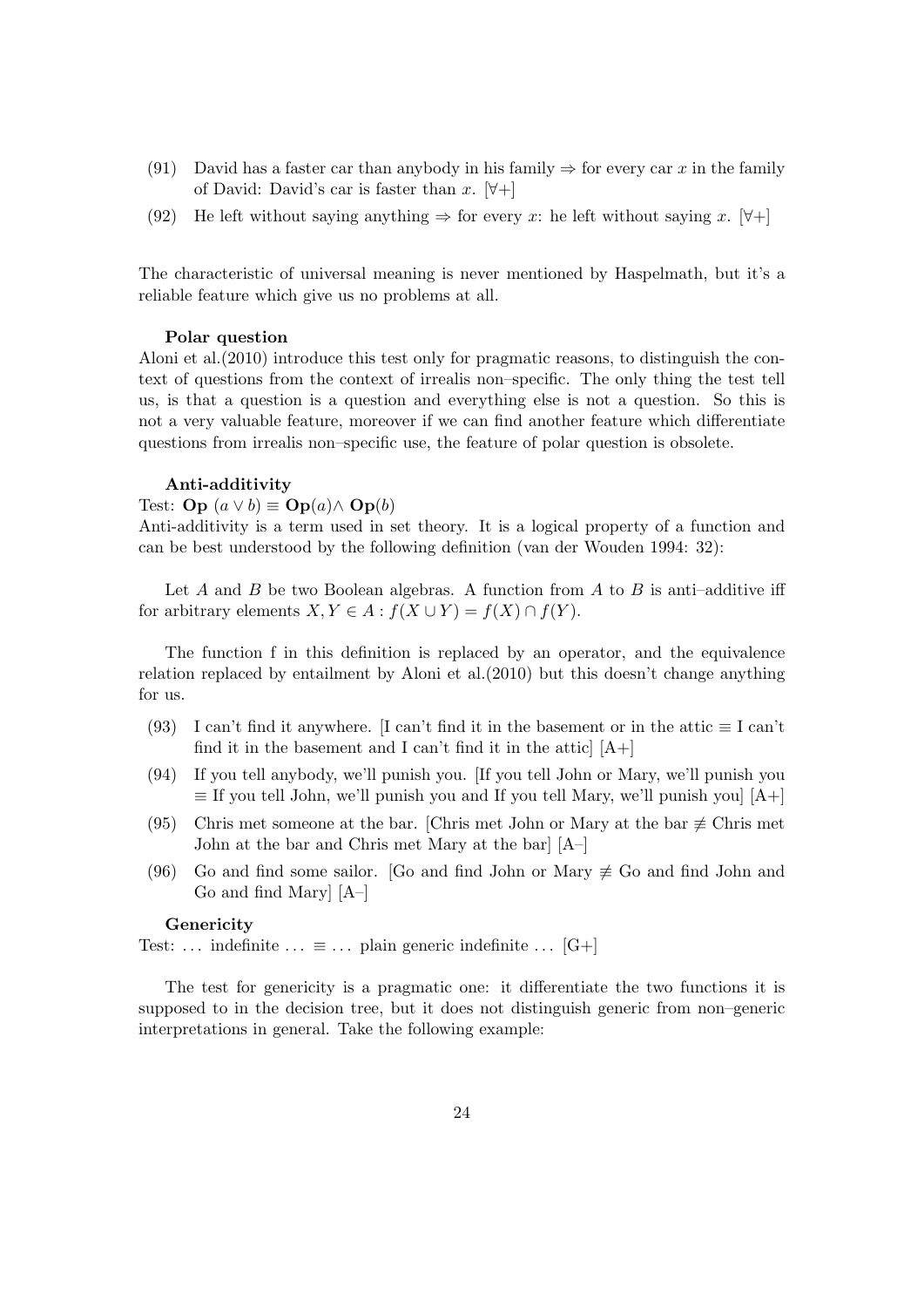(91) David has a faster car than anybody in his family ⇒ for every car $x$ in the family of David: David's car is faster than $x$. [∀+]

(92) He left without saying anything ⇒ for every $x$: he left without saying $x$. [∀+]

The characteristic of universal meaning is never mentioned by Haspelmath, but it's a reliable feature which give us no problems at all.

**Polar question**

Aloni et al.(2010) introduce this test only for pragmatic reasons, to distinguish the context of questions from the context of irrealis non–specific. The only thing the test tell us, is that a question is a question and everything else is not a question. So this is not a very valuable feature, moreover if we can find another feature which differentiate questions from irrealis non–specific use, the feature of polar question is obsolete.

**Anti-additivity**

Test: $\mathbf{Op}\ (a \vee b) \equiv \mathbf{Op}(a) \wedge \mathbf{Op}(b)$

Anti-additivity is a term used in set theory. It is a logical property of a function and can be best understood by the following definition (van der Wouden 1994: 32):

Let $A$ and $B$ be two Boolean algebras. A function from $A$ to $B$ is anti–additive iff for arbitrary elements $X, Y \in A : f(X \cup Y) = f(X) \cap f(Y)$.

The function f in this definition is replaced by an operator, and the equivalence relation replaced by entailment by Aloni et al.(2010) but this doesn't change anything for us.

(93) I can't find it anywhere. [I can't find it in the basement or in the attic ≡ I can't find it in the basement and I can't find it in the attic] [A+]

(94) If you tell anybody, we'll punish you. [If you tell John or Mary, we'll punish you ≡ If you tell John, we'll punish you and If you tell Mary, we'll punish you] [A+]

(95) Chris met someone at the bar. [Chris met John or Mary at the bar ≢ Chris met John at the bar and Chris met Mary at the bar] [A–]

(96) Go and find some sailor. [Go and find John or Mary ≢ Go and find John and Go and find Mary] [A–]

**Genericity**

Test: ... indefinite ... ≡ ... plain generic indefinite ... [G+]

The test for genericity is a pragmatic one: it differentiate the two functions it is supposed to in the decision tree, but it does not distinguish generic from non–generic interpretations in general. Take the following example: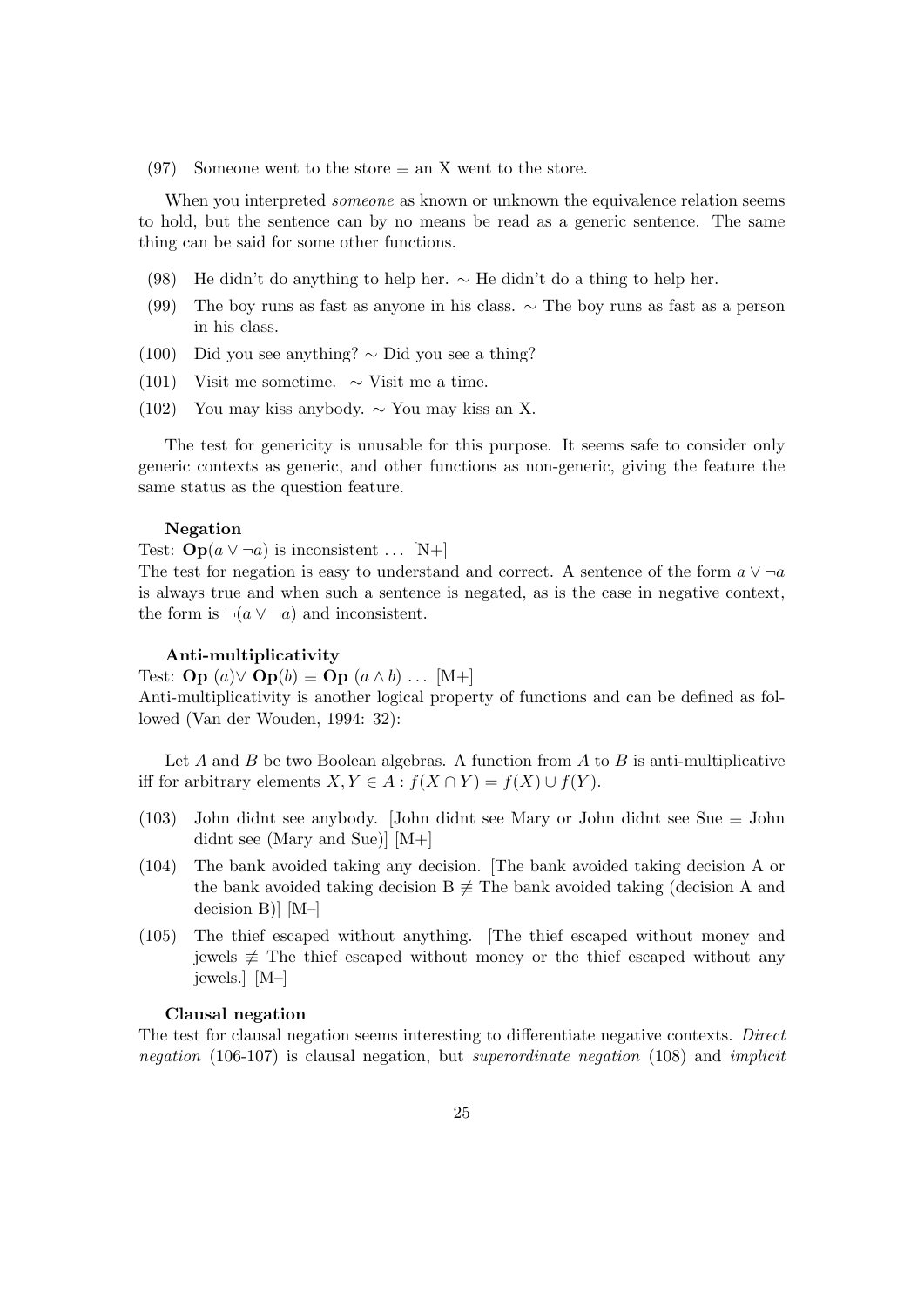(97) Someone went to the store $\equiv$ an X went to the store.

When you interpreted *someone* as known or unknown the equivalence relation seems to hold, but the sentence can by no means be read as a generic sentence. The same thing can be said for some other functions.

(98) He didn't do anything to help her. $\sim$ He didn't do a thing to help her.

(99) The boy runs as fast as anyone in his class. $\sim$ The boy runs as fast as a person in his class.

(100) Did you see anything? $\sim$ Did you see a thing?

(101) Visit me sometime. $\sim$ Visit me a time.

(102) You may kiss anybody. $\sim$ You may kiss an X.

The test for genericity is unusable for this purpose. It seems safe to consider only generic contexts as generic, and other functions as non-generic, giving the feature the same status as the question feature.

**Negation**

Test: $\mathbf{Op}(a \vee \neg a)$ is inconsistent ... [N+]

The test for negation is easy to understand and correct. A sentence of the form $a \vee \neg a$ is always true and when such a sentence is negated, as is the case in negative context, the form is $\neg(a \vee \neg a)$ and inconsistent.

**Anti-multiplicativity**

Test: $\mathbf{Op}\ (a) \vee \mathbf{Op}(b) \equiv \mathbf{Op}\ (a \wedge b)$ ... [M+]

Anti-multiplicativity is another logical property of functions and can be defined as followed (Van der Wouden, 1994: 32):

Let $A$ and $B$ be two Boolean algebras. A function from $A$ to $B$ is anti-multiplicative iff for arbitrary elements $X, Y \in A : f(X \cap Y) = f(X) \cup f(Y)$.

(103) John didnt see anybody. [John didnt see Mary or John didnt see Sue $\equiv$ John didnt see (Mary and Sue)] [M+]

(104) The bank avoided taking any decision. [The bank avoided taking decision A or the bank avoided taking decision B $\not\equiv$ The bank avoided taking (decision A and decision B)] [M–]

(105) The thief escaped without anything. [The thief escaped without money and jewels $\not\equiv$ The thief escaped without money or the thief escaped without any jewels.] [M–]

**Clausal negation**

The test for clausal negation seems interesting to differentiate negative contexts. *Direct negation* (106-107) is clausal negation, but *superordinate negation* (108) and *implicit*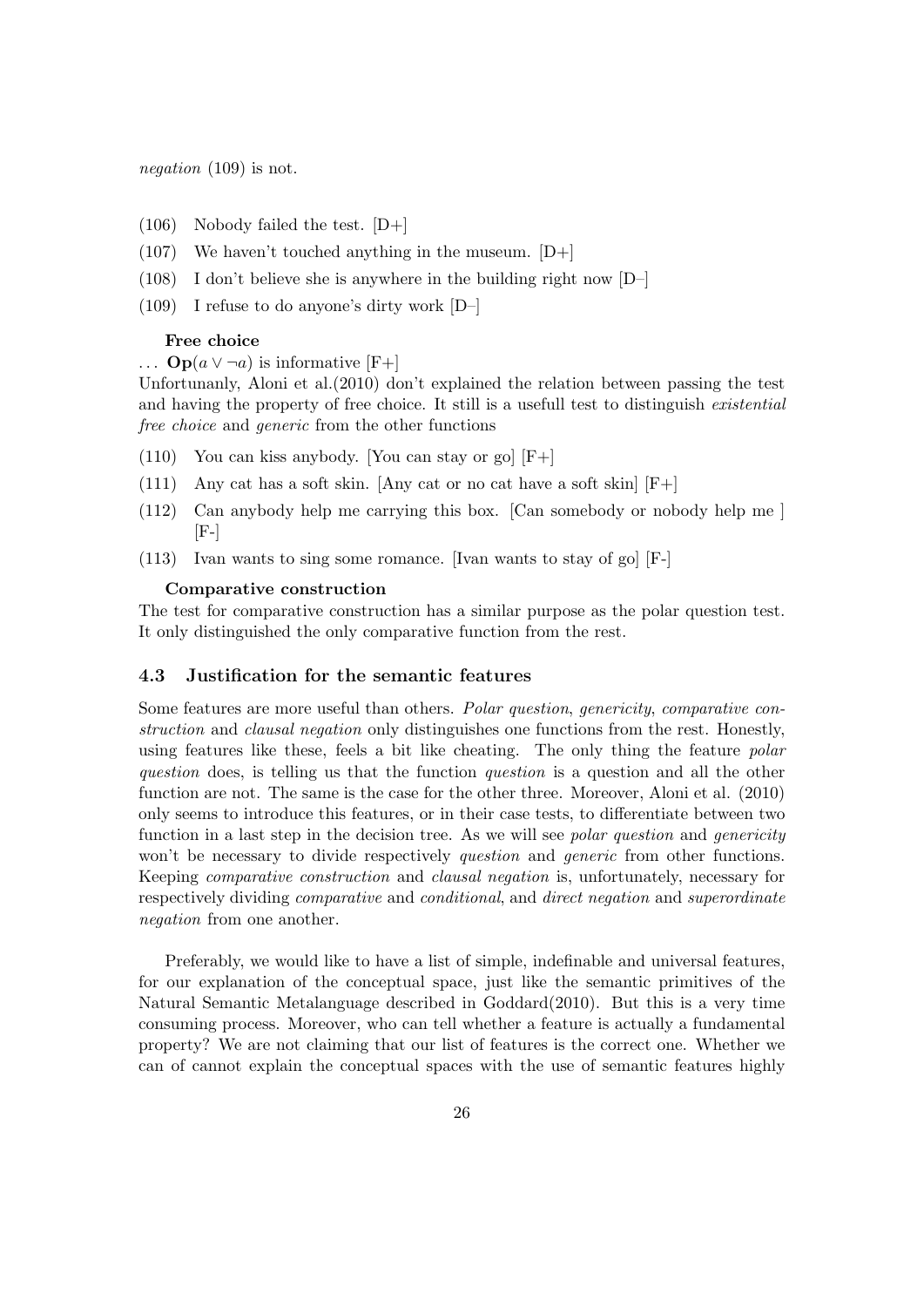*negation* (109) is not.

(106) Nobody failed the test. [D+]

(107) We haven't touched anything in the museum. [D+]

(108) I don't believe she is anywhere in the building right now [D–]

(109) I refuse to do anyone's dirty work [D–]

**Free choice**

... $\mathbf{Op}(a \vee \neg a)$ is informative [F+]

Unfortunanly, Aloni et al.(2010) don't explained the relation between passing the test and having the property of free choice. It still is a usefull test to distinguish *existential free choice* and *generic* from the other functions

(110) You can kiss anybody. [You can stay or go] [F+]

(111) Any cat has a soft skin. [Any cat or no cat have a soft skin] [F+]

(112) Can anybody help me carrying this box. [Can somebody or nobody help me ] [F-]

(113) Ivan wants to sing some romance. [Ivan wants to stay of go] [F-]

**Comparative construction**

The test for comparative construction has a similar purpose as the polar question test. It only distinguished the only comparative function from the rest.

### 4.3 Justification for the semantic features

Some features are more useful than others. *Polar question*, *genericity*, *comparative construction* and *clausal negation* only distinguishes one functions from the rest. Honestly, using features like these, feels a bit like cheating. The only thing the feature *polar question* does, is telling us that the function *question* is a question and all the other function are not. The same is the case for the other three. Moreover, Aloni et al. (2010) only seems to introduce this features, or in their case tests, to differentiate between two function in a last step in the decision tree. As we will see *polar question* and *genericity* won't be necessary to divide respectively *question* and *generic* from other functions. Keeping *comparative construction* and *clausal negation* is, unfortunately, necessary for respectively dividing *comparative* and *conditional*, and *direct negation* and *superordinate negation* from one another.

Preferably, we would like to have a list of simple, indefinable and universal features, for our explanation of the conceptual space, just like the semantic primitives of the Natural Semantic Metalanguage described in Goddard(2010). But this is a very time consuming process. Moreover, who can tell whether a feature is actually a fundamental property? We are not claiming that our list of features is the correct one. Whether we can of cannot explain the conceptual spaces with the use of semantic features highly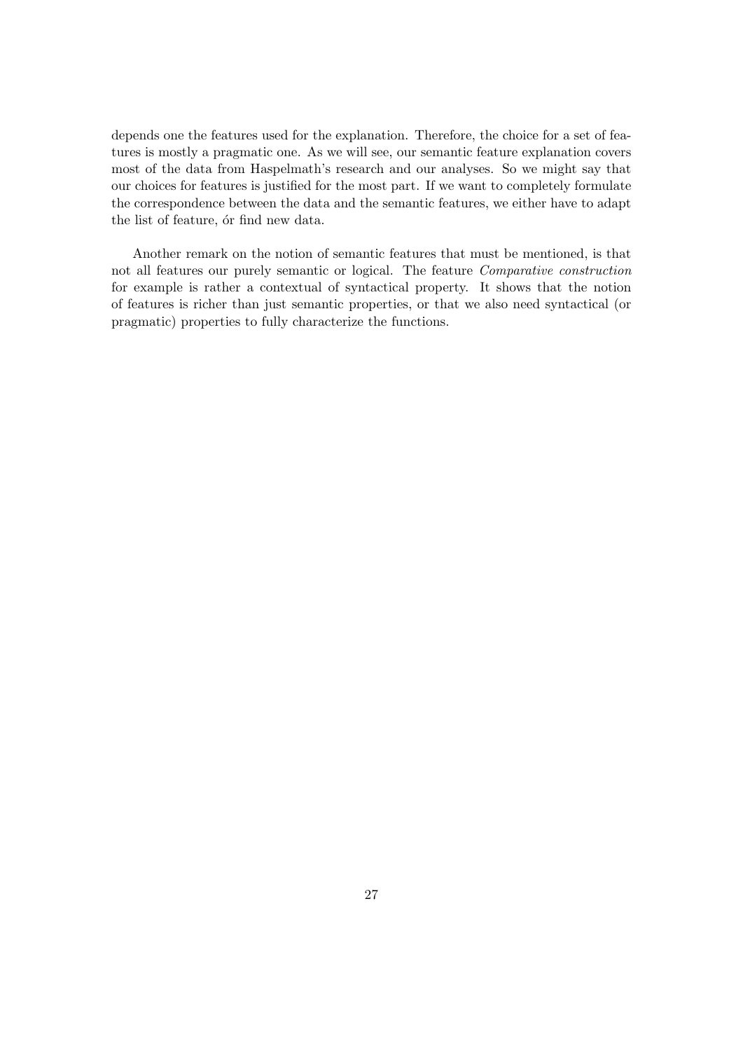depends one the features used for the explanation. Therefore, the choice for a set of features is mostly a pragmatic one. As we will see, our semantic feature explanation covers most of the data from Haspelmath's research and our analyses. So we might say that our choices for features is justified for the most part. If we want to completely formulate the correspondence between the data and the semantic features, we either have to adapt the list of feature, ór find new data.

Another remark on the notion of semantic features that must be mentioned, is that not all features our purely semantic or logical. The feature *Comparative construction* for example is rather a contextual of syntactical property. It shows that the notion of features is richer than just semantic properties, or that we also need syntactical (or pragmatic) properties to fully characterize the functions.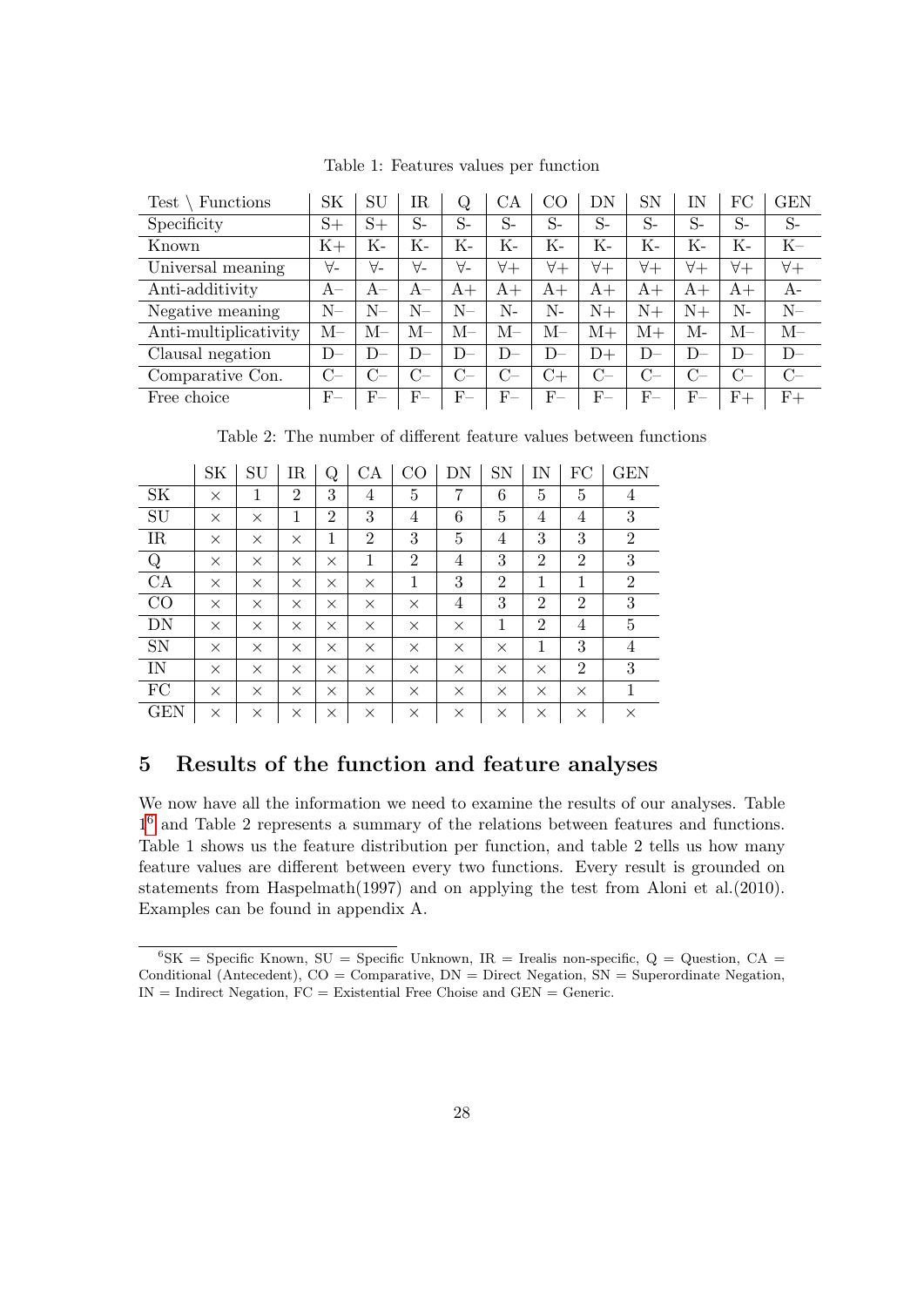Table 1: Features values per function

| Test \ Functions | SK | SU | IR | Q | CA | CO | DN | SN | IN | FC | GEN |
|---|---|---|---|---|---|---|---|---|---|---|---|
| Specificity | S+ | S+ | S- | S- | S- | S- | S- | S- | S- | S- | S- |
| Known | K+ | K- | K- | K- | K- | K- | K- | K- | K- | K- | K– |
| Universal meaning | ∀- | ∀- | ∀- | ∀- | ∀+ | ∀+ | ∀+ | ∀+ | ∀+ | ∀+ | ∀+ |
| Anti-additivity | A– | A– | A– | A+ | A+ | A+ | A+ | A+ | A+ | A+ | A- |
| Negative meaning | N– | N– | N– | N– | N- | N- | N+ | N+ | N+ | N- | N– |
| Anti-multiplicativity | M– | M– | M– | M– | M– | M– | M+ | M+ | M- | M– | M– |
| Clausal negation | D– | D– | D– | D– | D– | D– | D+ | D– | D– | D– | D– |
| Comparative Con. | C– | C– | C– | C– | C– | C+ | C– | C– | C– | C– | C– |
| Free choice | F– | F– | F– | F– | F– | F– | F– | F– | F– | F+ | F+ |

Table 2: The number of different feature values between functions

| | SK | SU | IR | Q | CA | CO | DN | SN | IN | FC | GEN |
|---|---|---|---|---|---|---|---|---|---|---|---|
| SK | × | 1 | 2 | 3 | 4 | 5 | 7 | 6 | 5 | 5 | 4 |
| SU | × | × | 1 | 2 | 3 | 4 | 6 | 5 | 4 | 4 | 3 |
| IR | × | × | × | 1 | 2 | 3 | 5 | 4 | 3 | 3 | 2 |
| Q | × | × | × | × | 1 | 2 | 4 | 3 | 2 | 2 | 3 |
| CA | × | × | × | × | × | 1 | 3 | 2 | 1 | 1 | 2 |
| CO | × | × | × | × | × | × | 4 | 3 | 2 | 2 | 3 |
| DN | × | × | × | × | × | × | × | 1 | 2 | 4 | 5 |
| SN | × | × | × | × | × | × | × | × | 1 | 3 | 4 |
| IN | × | × | × | × | × | × | × | × | × | 2 | 3 |
| FC | × | × | × | × | × | × | × | × | × | × | 1 |
| GEN | × | × | × | × | × | × | × | × | × | × | × |

## 5 Results of the function and feature analyses

We now have all the information we need to examine the results of our analyses. Table 1[6] and Table 2 represents a summary of the relations between features and functions. Table 1 shows us the feature distribution per function, and table 2 tells us how many feature values are different between every two functions. Every result is grounded on statements from Haspelmath(1997) and on applying the test from Aloni et al.(2010). Examples can be found in appendix A.

[6] SK = Specific Known, SU = Specific Unknown, IR = Irealis non-specific, Q = Question, CA = Conditional (Antecedent), CO = Comparative, DN = Direct Negation, SN = Superordinate Negation, IN = Indirect Negation, FC = Existential Free Choise and GEN = Generic.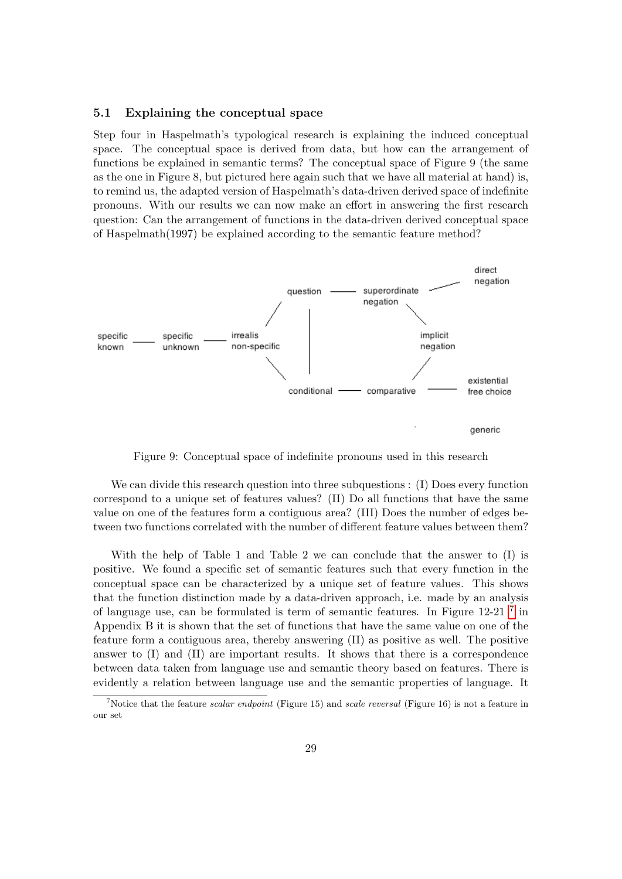### 5.1 Explaining the conceptual space

Step four in Haspelmath's typological research is explaining the induced conceptual space. The conceptual space is derived from data, but how can the arrangement of functions be explained in semantic terms? The conceptual space of Figure 9 (the same as the one in Figure 8, but pictured here again such that we have all material at hand) is, to remind us, the adapted version of Haspelmath's data-driven derived space of indefinite pronouns. With our results we can now make an effort in answering the first research question: Can the arrangement of functions in the data-driven derived conceptual space of Haspelmath(1997) be explained according to the semantic feature method?

Figure 9: Conceptual space of indefinite pronouns used in this research

We can divide this research question into three subquestions : (I) Does every function correspond to a unique set of features values? (II) Do all functions that have the same value on one of the features form a contiguous area? (III) Does the number of edges between two functions correlated with the number of different feature values between them?

With the help of Table 1 and Table 2 we can conclude that the answer to (I) is positive. We found a specific set of semantic features such that every function in the conceptual space can be characterized by a unique set of feature values. This shows that the function distinction made by a data-driven approach, i.e. made by an analysis of language use, can be formulated is term of semantic features. In Figure 12-21 [7] in Appendix B it is shown that the set of functions that have the same value on one of the feature form a contiguous area, thereby answering (II) as positive as well. The positive answer to (I) and (II) are important results. It shows that there is a correspondence between data taken from language use and semantic theory based on features. There is evidently a relation between language use and the semantic properties of language. It

[7] Notice that the feature *scalar endpoint* (Figure 15) and *scale reversal* (Figure 16) is not a feature in our set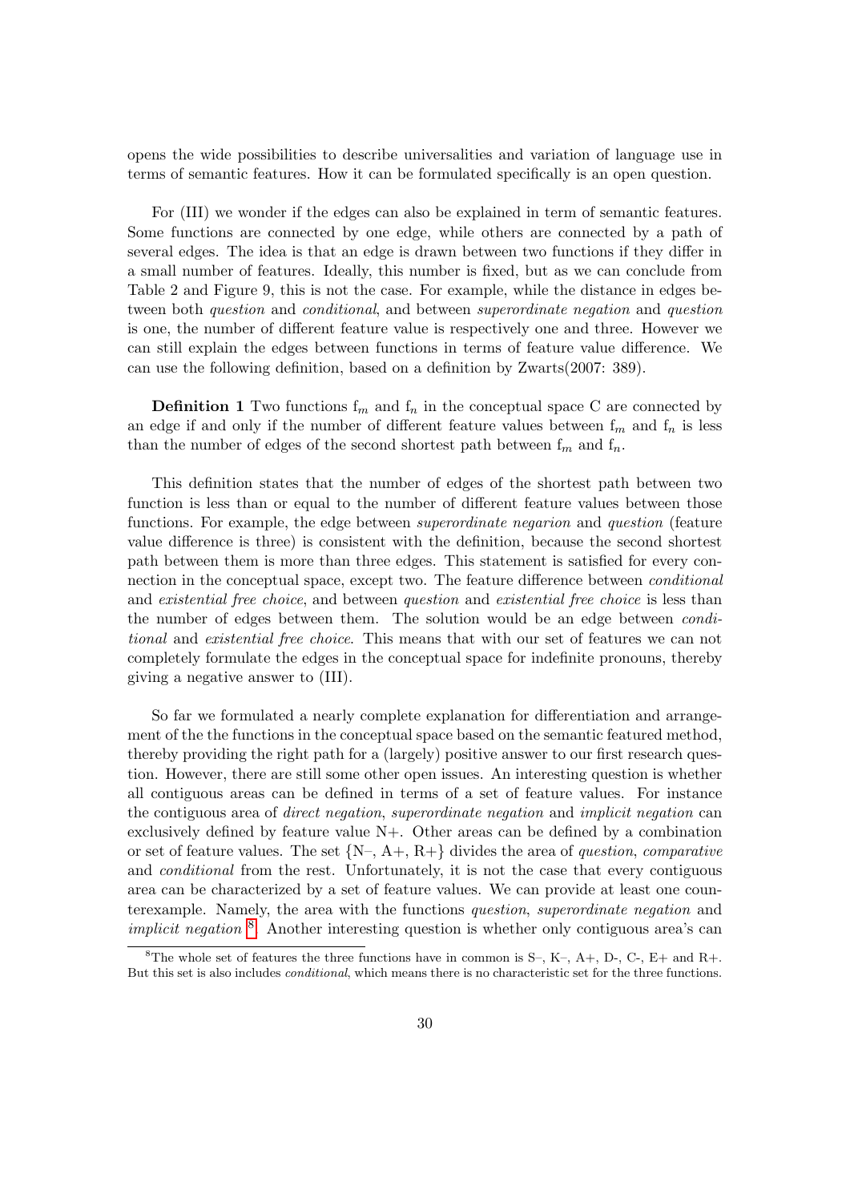opens the wide possibilities to describe universalities and variation of language use in terms of semantic features. How it can be formulated specifically is an open question.

For (III) we wonder if the edges can also be explained in term of semantic features. Some functions are connected by one edge, while others are connected by a path of several edges. The idea is that an edge is drawn between two functions if they differ in a small number of features. Ideally, this number is fixed, but as we can conclude from Table 2 and Figure 9, this is not the case. For example, while the distance in edges between both *question* and *conditional*, and between *superordinate negation* and *question* is one, the number of different feature value is respectively one and three. However we can still explain the edges between functions in terms of feature value difference. We can use the following definition, based on a definition by Zwarts(2007: 389).

**Definition 1** Two functions $f_m$ and $f_n$ in the conceptual space C are connected by an edge if and only if the number of different feature values between $f_m$ and $f_n$ is less than the number of edges of the second shortest path between $f_m$ and $f_n$.

This definition states that the number of edges of the shortest path between two function is less than or equal to the number of different feature values between those functions. For example, the edge between *superordinate negarion* and *question* (feature value difference is three) is consistent with the definition, because the second shortest path between them is more than three edges. This statement is satisfied for every connection in the conceptual space, except two. The feature difference between *conditional* and *existential free choice*, and between *question* and *existential free choice* is less than the number of edges between them. The solution would be an edge between *conditional* and *existential free choice*. This means that with our set of features we can not completely formulate the edges in the conceptual space for indefinite pronouns, thereby giving a negative answer to (III).

So far we formulated a nearly complete explanation for differentiation and arrangement of the the functions in the conceptual space based on the semantic featured method, thereby providing the right path for a (largely) positive answer to our first research question. However, there are still some other open issues. An interesting question is whether all contiguous areas can be defined in terms of a set of feature values. For instance the contiguous area of *direct negation*, *superordinate negation* and *implicit negation* can exclusively defined by feature value N+. Other areas can be defined by a combination or set of feature values. The set {N–, A+, R+} divides the area of *question*, *comparative* and *conditional* from the rest. Unfortunately, it is not the case that every contiguous area can be characterized by a set of feature values. We can provide at least one counterexample. Namely, the area with the functions *question*, *superordinate negation* and *implicit negation* [8]. Another interesting question is whether only contiguous area's can

[8]The whole set of features the three functions have in common is S–, K–, A+, D-, C-, E+ and R+. But this set is also includes *conditional*, which means there is no characteristic set for the three functions.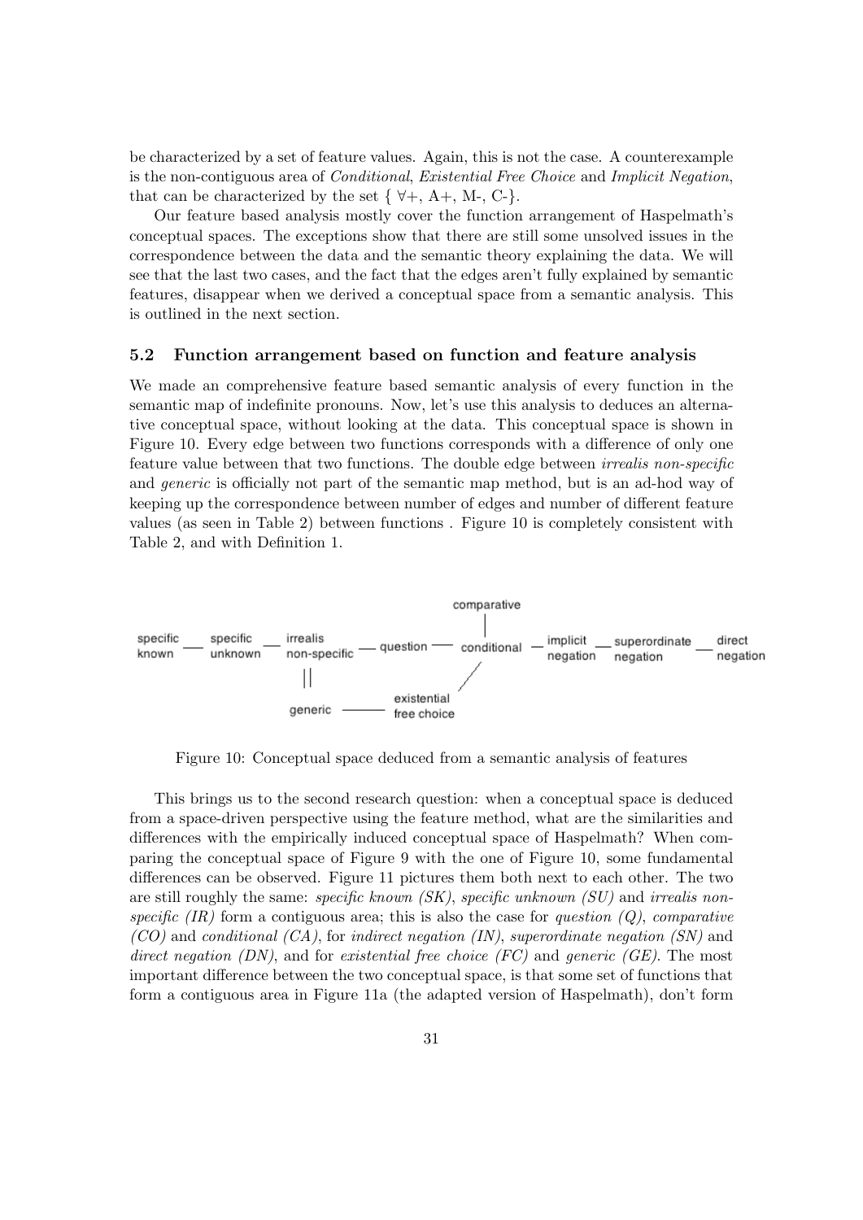be characterized by a set of feature values. Again, this is not the case. A counterexample is the non-contiguous area of *Conditional*, *Existential Free Choice* and *Implicit Negation*, that can be characterized by the set { $\forall$+, A+, M-, C-}.

Our feature based analysis mostly cover the function arrangement of Haspelmath's conceptual spaces. The exceptions show that there are still some unsolved issues in the correspondence between the data and the semantic theory explaining the data. We will see that the last two cases, and the fact that the edges aren't fully explained by semantic features, disappear when we derived a conceptual space from a semantic analysis. This is outlined in the next section.

### 5.2 Function arrangement based on function and feature analysis

We made an comprehensive feature based semantic analysis of every function in the semantic map of indefinite pronouns. Now, let's use this analysis to deduces an alternative conceptual space, without looking at the data. This conceptual space is shown in Figure 10. Every edge between two functions corresponds with a difference of only one feature value between that two functions. The double edge between *irrealis non-specific* and *generic* is officially not part of the semantic map method, but is an ad-hod way of keeping up the correspondence between number of edges and number of different feature values (as seen in Table 2) between functions . Figure 10 is completely consistent with Table 2, and with Definition 1.

Figure 10: Conceptual space deduced from a semantic analysis of features

This brings us to the second research question: when a conceptual space is deduced from a space-driven perspective using the feature method, what are the similarities and differences with the empirically induced conceptual space of Haspelmath? When comparing the conceptual space of Figure 9 with the one of Figure 10, some fundamental differences can be observed. Figure 11 pictures them both next to each other. The two are still roughly the same: *specific known (SK)*, *specific unknown (SU)* and *irrealis non-specific (IR)* form a contiguous area; this is also the case for *question (Q)*, *comparative (CO)* and *conditional (CA)*, for *indirect negation (IN)*, *superordinate negation (SN)* and *direct negation (DN)*, and for *existential free choice (FC)* and *generic (GE)*. The most important difference between the two conceptual space, is that some set of functions that form a contiguous area in Figure 11a (the adapted version of Haspelmath), don't form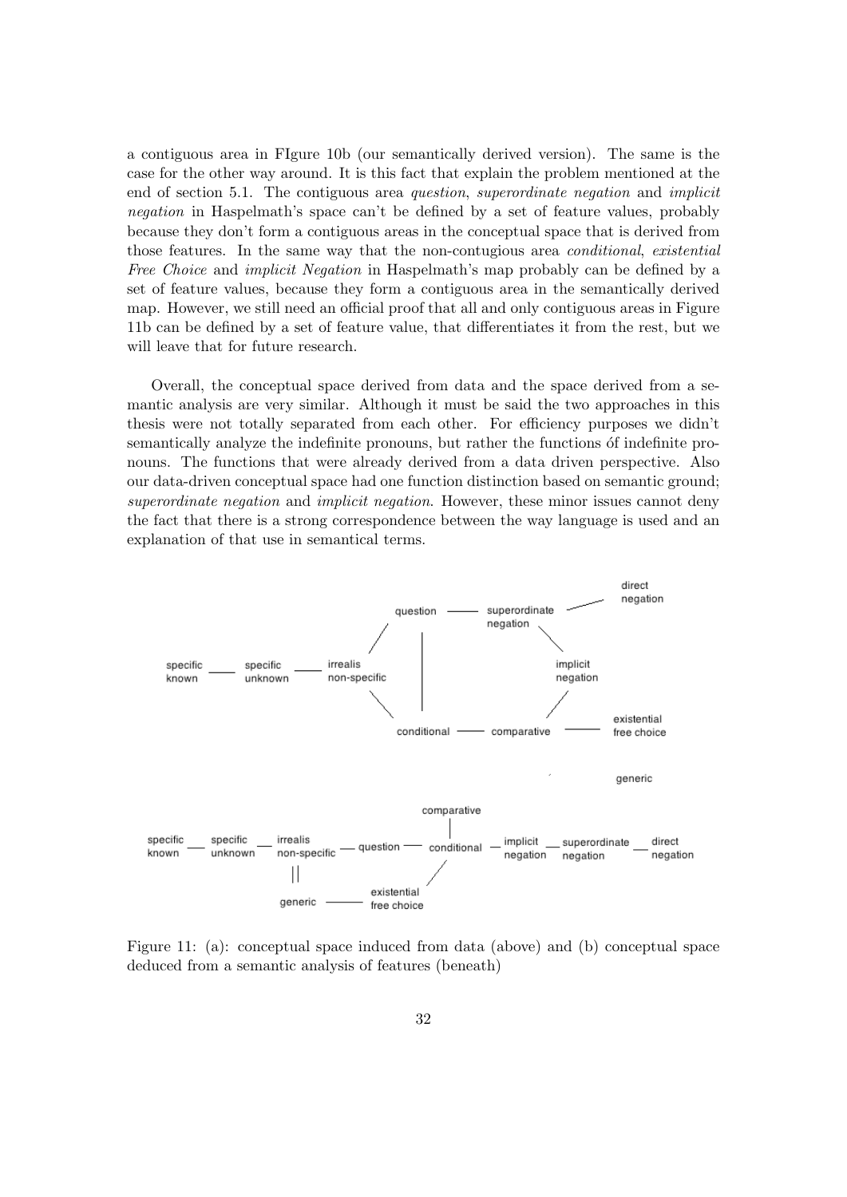a contiguous area in FIgure 10b (our semantically derived version). The same is the case for the other way around. It is this fact that explain the problem mentioned at the end of section 5.1. The contiguous area *question*, *superordinate negation* and *implicit negation* in Haspelmath's space can't be defined by a set of feature values, probably because they don't form a contiguous areas in the conceptual space that is derived from those features. In the same way that the non-contugious area *conditional*, *existential Free Choice* and *implicit Negation* in Haspelmath's map probably can be defined by a set of feature values, because they form a contiguous area in the semantically derived map. However, we still need an official proof that all and only contiguous areas in Figure 11b can be defined by a set of feature value, that differentiates it from the rest, but we will leave that for future research.

Overall, the conceptual space derived from data and the space derived from a semantic analysis are very similar. Although it must be said the two approaches in this thesis were not totally separated from each other. For efficiency purposes we didn't semantically analyze the indefinite pronouns, but rather the functions óf indefinite pronouns. The functions that were already derived from a data driven perspective. Also our data-driven conceptual space had one function distinction based on semantic ground; *superordinate negation* and *implicit negation*. However, these minor issues cannot deny the fact that there is a strong correspondence between the way language is used and an explanation of that use in semantical terms.

Figure 11: (a): conceptual space induced from data (above) and (b) conceptual space deduced from a semantic analysis of features (beneath)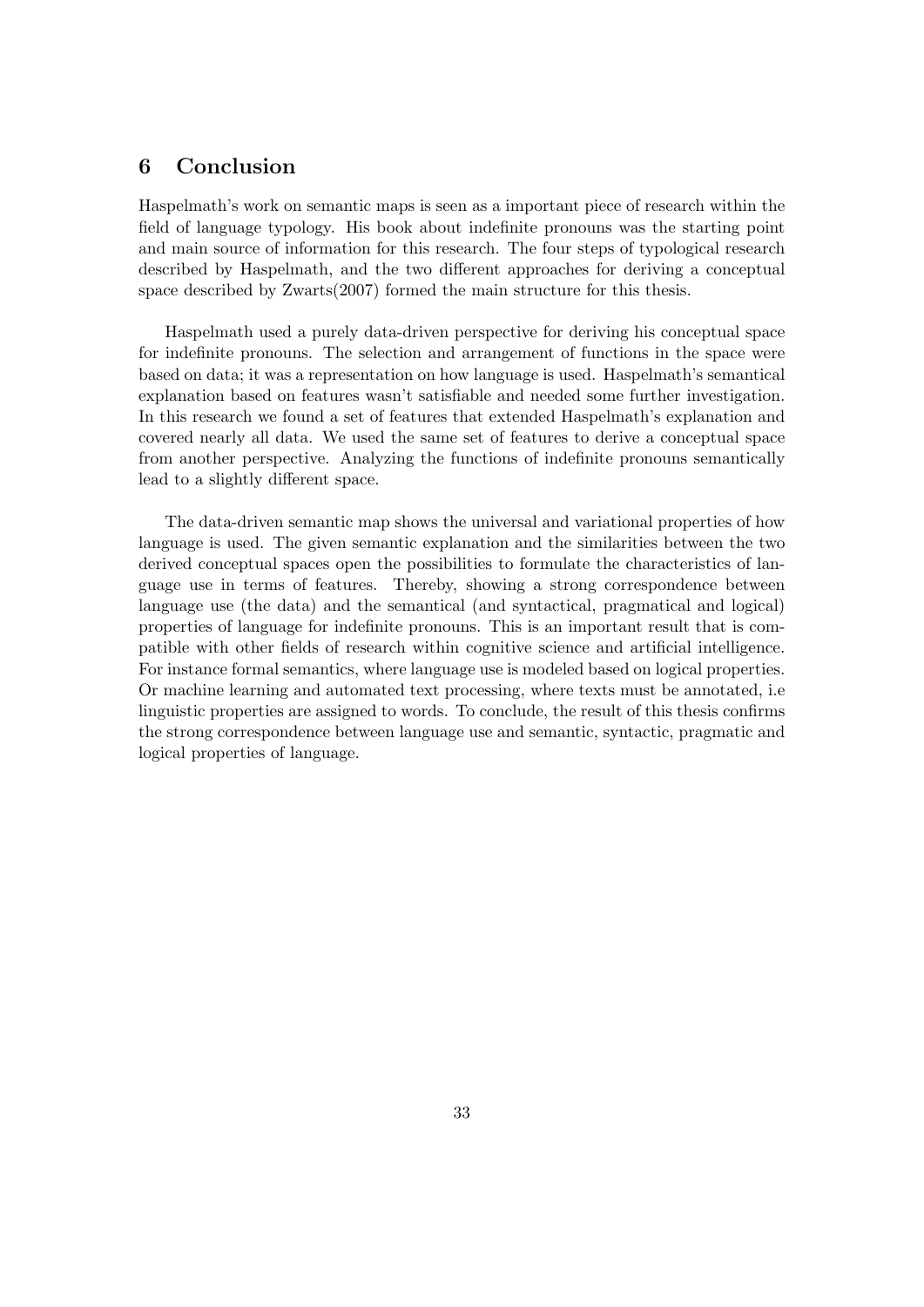## 6 Conclusion

Haspelmath's work on semantic maps is seen as a important piece of research within the field of language typology. His book about indefinite pronouns was the starting point and main source of information for this research. The four steps of typological research described by Haspelmath, and the two different approaches for deriving a conceptual space described by Zwarts(2007) formed the main structure for this thesis.

Haspelmath used a purely data-driven perspective for deriving his conceptual space for indefinite pronouns. The selection and arrangement of functions in the space were based on data; it was a representation on how language is used. Haspelmath's semantical explanation based on features wasn't satisfiable and needed some further investigation. In this research we found a set of features that extended Haspelmath's explanation and covered nearly all data. We used the same set of features to derive a conceptual space from another perspective. Analyzing the functions of indefinite pronouns semantically lead to a slightly different space.

The data-driven semantic map shows the universal and variational properties of how language is used. The given semantic explanation and the similarities between the two derived conceptual spaces open the possibilities to formulate the characteristics of language use in terms of features. Thereby, showing a strong correspondence between language use (the data) and the semantical (and syntactical, pragmatical and logical) properties of language for indefinite pronouns. This is an important result that is compatible with other fields of research within cognitive science and artificial intelligence. For instance formal semantics, where language use is modeled based on logical properties. Or machine learning and automated text processing, where texts must be annotated, i.e linguistic properties are assigned to words. To conclude, the result of this thesis confirms the strong correspondence between language use and semantic, syntactic, pragmatic and logical properties of language.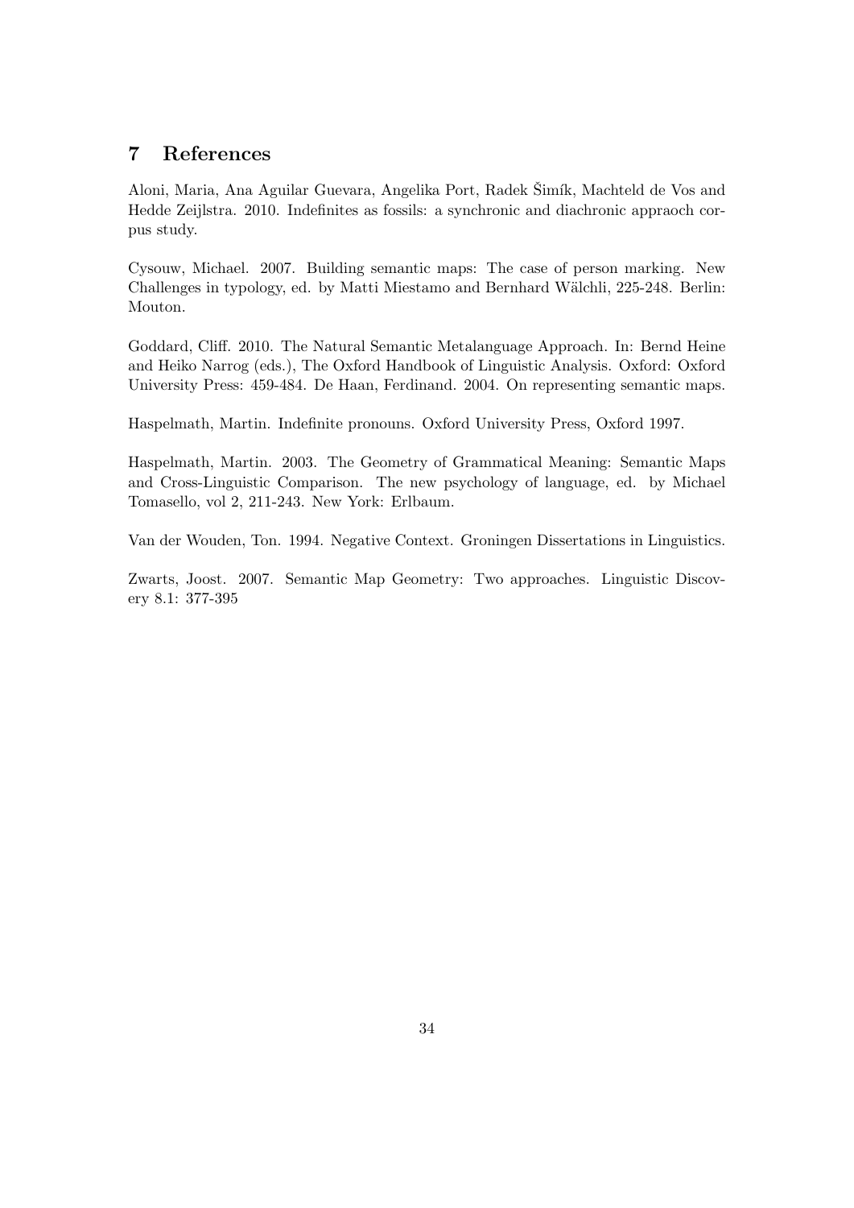## 7 References

Aloni, Maria, Ana Aguilar Guevara, Angelika Port, Radek Šimík, Machteld de Vos and Hedde Zeijlstra. 2010. Indefinites as fossils: a synchronic and diachronic appraoch corpus study.

Cysouw, Michael. 2007. Building semantic maps: The case of person marking. New Challenges in typology, ed. by Matti Miestamo and Bernhard Wälchli, 225-248. Berlin: Mouton.

Goddard, Cliff. 2010. The Natural Semantic Metalanguage Approach. In: Bernd Heine and Heiko Narrog (eds.), The Oxford Handbook of Linguistic Analysis. Oxford: Oxford University Press: 459-484. De Haan, Ferdinand. 2004. On representing semantic maps.

Haspelmath, Martin. Indefinite pronouns. Oxford University Press, Oxford 1997.

Haspelmath, Martin. 2003. The Geometry of Grammatical Meaning: Semantic Maps and Cross-Linguistic Comparison. The new psychology of language, ed. by Michael Tomasello, vol 2, 211-243. New York: Erlbaum.

Van der Wouden, Ton. 1994. Negative Context. Groningen Dissertations in Linguistics.

Zwarts, Joost. 2007. Semantic Map Geometry: Two approaches. Linguistic Discovery 8.1: 377-395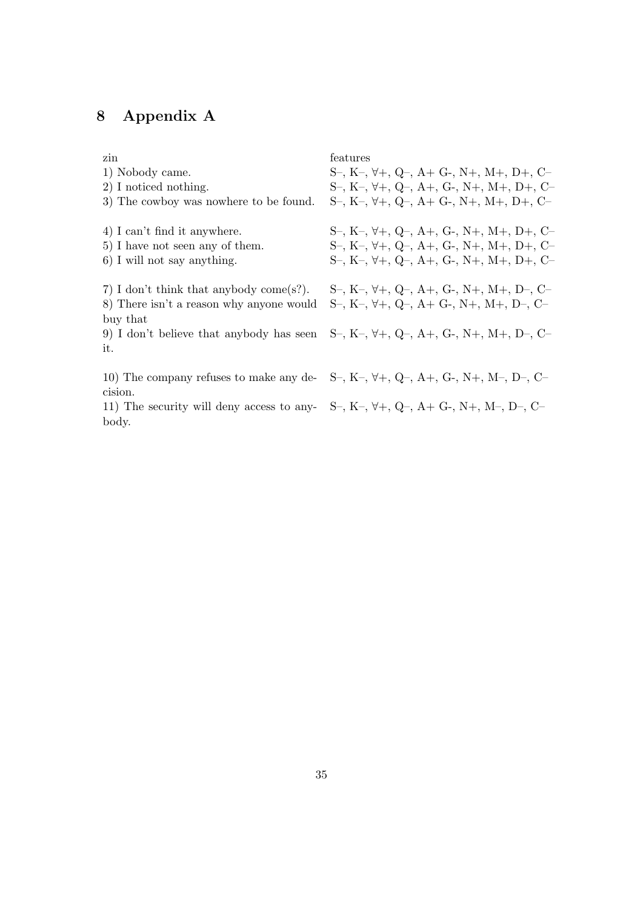# 8 Appendix A

| zin | features |
|---|---|
| 1) Nobody came. | S–, K–, ∀+, Q–, A+ G-, N+, M+, D+, C– |
| 2) I noticed nothing. | S–, K–, ∀+, Q–, A+, G-, N+, M+, D+, C– |
| 3) The cowboy was nowhere to be found. | S–, K–, ∀+, Q–, A+ G-, N+, M+, D+, C– |
| | |
| 4) I can't find it anywhere. | S–, K–, ∀+, Q–, A+, G-, N+, M+, D+, C– |
| 5) I have not seen any of them. | S–, K–, ∀+, Q–, A+, G-, N+, M+, D+, C– |
| 6) I will not say anything. | S–, K–, ∀+, Q–, A+, G-, N+, M+, D+, C– |
| | |
| 7) I don't think that anybody come(s?). | S–, K–, ∀+, Q–, A+, G-, N+, M+, D–, C– |
| 8) There isn't a reason why anyone would buy that | S–, K–, ∀+, Q–, A+ G-, N+, M+, D–, C– |
| 9) I don't believe that anybody has seen it. | S–, K–, ∀+, Q–, A+, G-, N+, M+, D–, C– |
| | |
| 10) The company refuses to make any decision. | S–, K–, ∀+, Q–, A+, G-, N+, M–, D–, C– |
| 11) The security will deny access to anybody. | S–, K–, ∀+, Q–, A+ G-, N+, M–, D–, C– |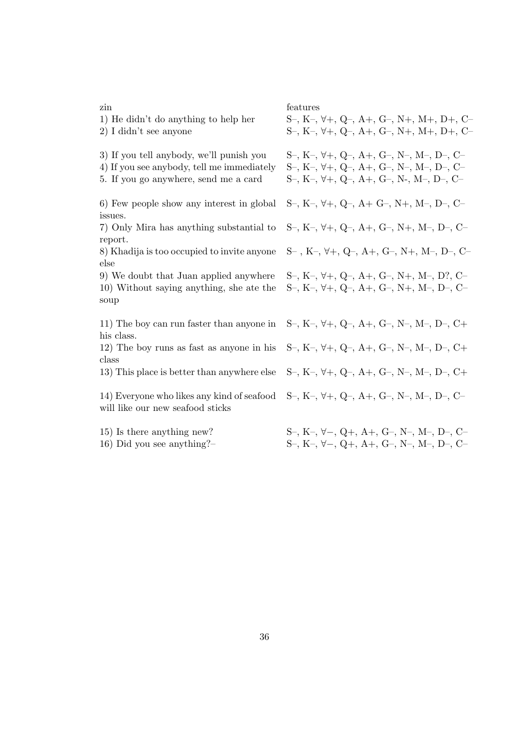| zin | features |
|---|---|
| 1) He didn't do anything to help her | S–, K–, ∀+, Q–, A+, G–, N+, M+, D+, C– |
| 2) I didn't see anyone | S–, K–, ∀+, Q–, A+, G–, N+, M+, D+, C– |
| | |
| 3) If you tell anybody, we'll punish you | S–, K–, ∀+, Q–, A+, G–, N–, M–, D–, C– |
| 4) If you see anybody, tell me immediately | S–, K–, ∀+, Q–, A+, G–, N–, M–, D–, C– |
| 5. If you go anywhere, send me a card | S–, K–, ∀+, Q–, A+, G–, N-, M–, D–, C– |
| | |
| 6) Few people show any interest in global issues. | S–, K–, ∀+, Q–, A+ G–, N+, M–, D–, C– |
| 7) Only Mira has anything substantial to report. | S–, K–, ∀+, Q–, A+, G–, N+, M–, D–, C– |
| 8) Khadija is too occupied to invite anyone else | S– , K–, ∀+, Q–, A+, G–, N+, M–, D–, C– |
| 9) We doubt that Juan applied anywhere | S–, K–, ∀+, Q–, A+, G–, N+, M–, D?, C– |
| 10) Without saying anything, she ate the soup | S–, K–, ∀+, Q–, A+, G–, N+, M–, D–, C– |
| | |
| 11) The boy can run faster than anyone in his class. | S–, K–, ∀+, Q–, A+, G–, N–, M–, D–, C+ |
| 12) The boy runs as fast as anyone in his class | S–, K–, ∀+, Q–, A+, G–, N–, M–, D–, C+ |
| 13) This place is better than anywhere else | S–, K–, ∀+, Q–, A+, G–, N–, M–, D–, C+ |
| | |
| 14) Everyone who likes any kind of seafood will like our new seafood sticks | S–, K–, ∀+, Q–, A+, G–, N–, M–, D–, C– |
| | |
| 15) Is there anything new? | S–, K–, ∀–, Q+, A+, G–, N–, M–, D–, C– |
| 16) Did you see anything?– | S–, K–, ∀–, Q+, A+, G–, N–, M–, D–, C– |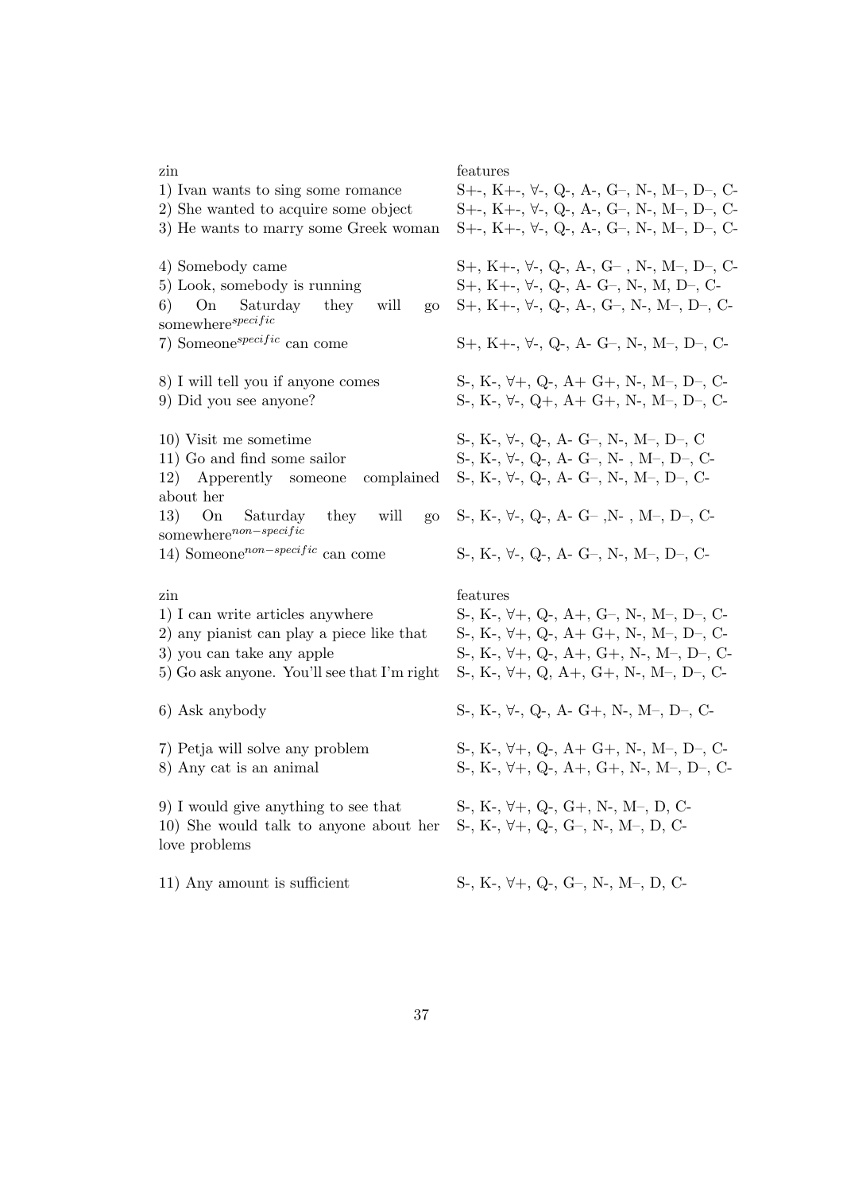| zin | features |
|---|---|
| 1) Ivan wants to sing some romance | S+-, K+-, ∀-, Q-, A-, G–, N-, M–, D–, C- |
| 2) She wanted to acquire some object | S+-, K+-, ∀-, Q-, A-, G–, N-, M–, D–, C- |
| 3) He wants to marry some Greek woman | S+-, K+-, ∀-, Q-, A-, G–, N-, M–, D–, C- |
| | |
| 4) Somebody came | S+, K+-, ∀-, Q-, A-, G– , N-, M–, D–, C- |
| 5) Look, somebody is running | S+, K+-, ∀-, Q-, A- G–, N-, M, D–, C- |
| 6) On Saturday they will go somewhere$^{specific}$ | S+, K+-, ∀-, Q-, A-, G–, N-, M–, D–, C- |
| 7) Someone$^{specific}$ can come | S+, K+-, ∀-, Q-, A- G–, N-, M–, D–, C- |
| | |
| 8) I will tell you if anyone comes | S-, K-, ∀+, Q-, A+ G+, N-, M–, D–, C- |
| 9) Did you see anyone? | S-, K-, ∀-, Q+, A+ G+, N-, M–, D–, C- |
| | |
| 10) Visit me sometime | S-, K-, ∀-, Q-, A- G–, N-, M–, D–, C |
| 11) Go and find some sailor | S-, K-, ∀-, Q-, A- G–, N- , M–, D–, C- |
| 12) Apperently someone complained about her | S-, K-, ∀-, Q-, A- G–, N-, M–, D–, C- |
| 13) On Saturday they will go somewhere$^{non-specific}$ | S-, K-, ∀-, Q-, A- G– ,N- , M–, D–, C- |
| 14) Someone$^{non-specific}$ can come | S-, K-, ∀-, Q-, A- G–, N-, M–, D–, C- |

| zin | features |
|---|---|
| 1) I can write articles anywhere | S-, K-, ∀+, Q-, A+, G–, N-, M–, D–, C- |
| 2) any pianist can play a piece like that | S-, K-, ∀+, Q-, A+ G+, N-, M–, D–, C- |
| 3) you can take any apple | S-, K-, ∀+, Q-, A+, G+, N-, M–, D–, C- |
| 5) Go ask anyone. You'll see that I'm right | S-, K-, ∀+, Q, A+, G+, N-, M–, D–, C- |
| | |
| 6) Ask anybody | S-, K-, ∀-, Q-, A- G+, N-, M–, D–, C- |
| | |
| 7) Petja will solve any problem | S-, K-, ∀+, Q-, A+ G+, N-, M–, D–, C- |
| 8) Any cat is an animal | S-, K-, ∀+, Q-, A+, G+, N-, M–, D–, C- |
| | |
| 9) I would give anything to see that | S-, K-, ∀+, Q-, G+, N-, M–, D, C- |
| 10) She would talk to anyone about her love problems | S-, K-, ∀+, Q-, G–, N-, M–, D, C- |
| | |
| 11) Any amount is sufficient | S-, K-, ∀+, Q-, G–, N-, M–, D, C- |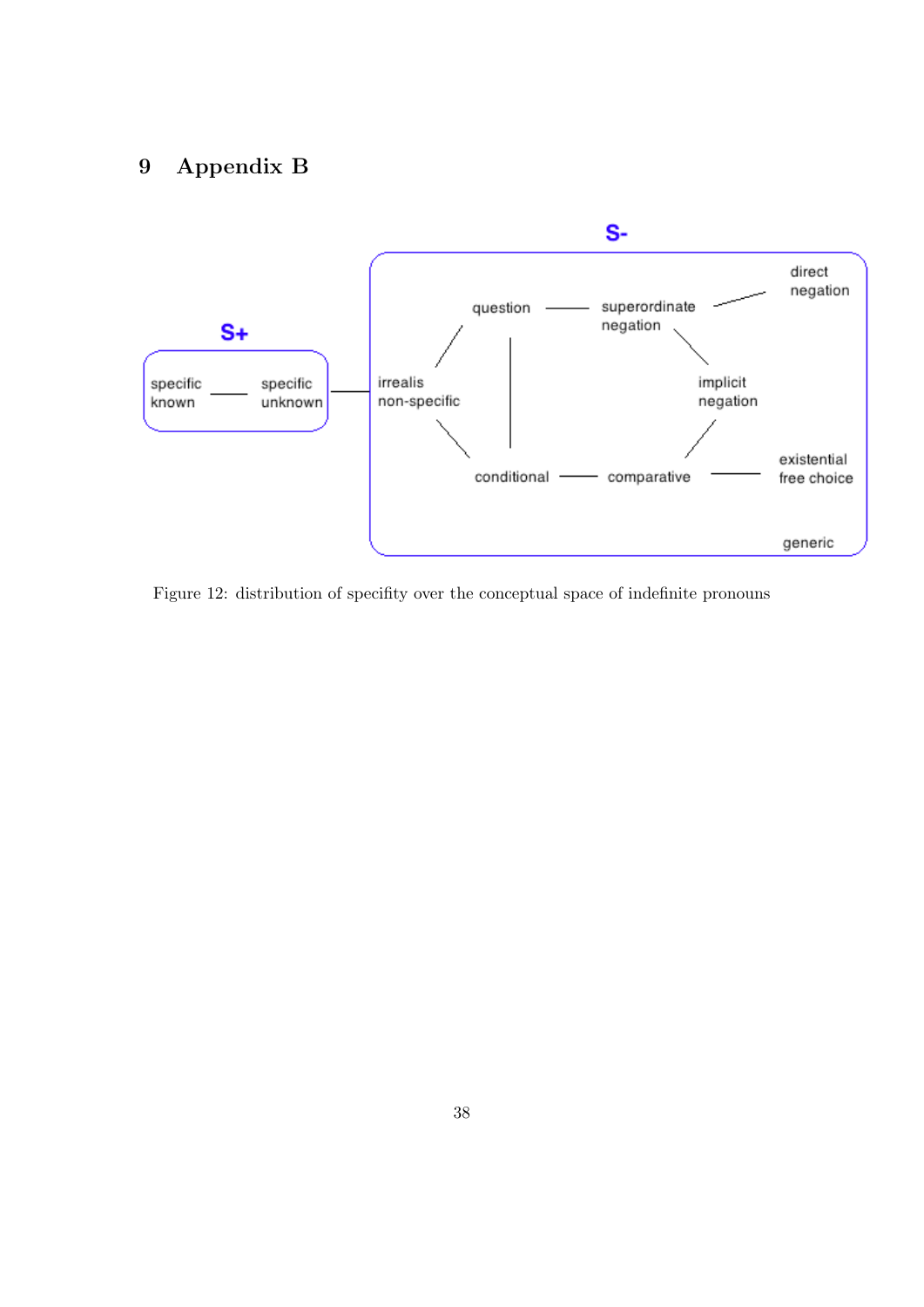# 9 Appendix B

S+

specific known — specific unknown

S-

irrealis non-specific — question — superordinate negation — direct negation

implicit negation

conditional — comparative — existential free choice

generic

Figure 12: distribution of specifity over the conceptual space of indefinite pronouns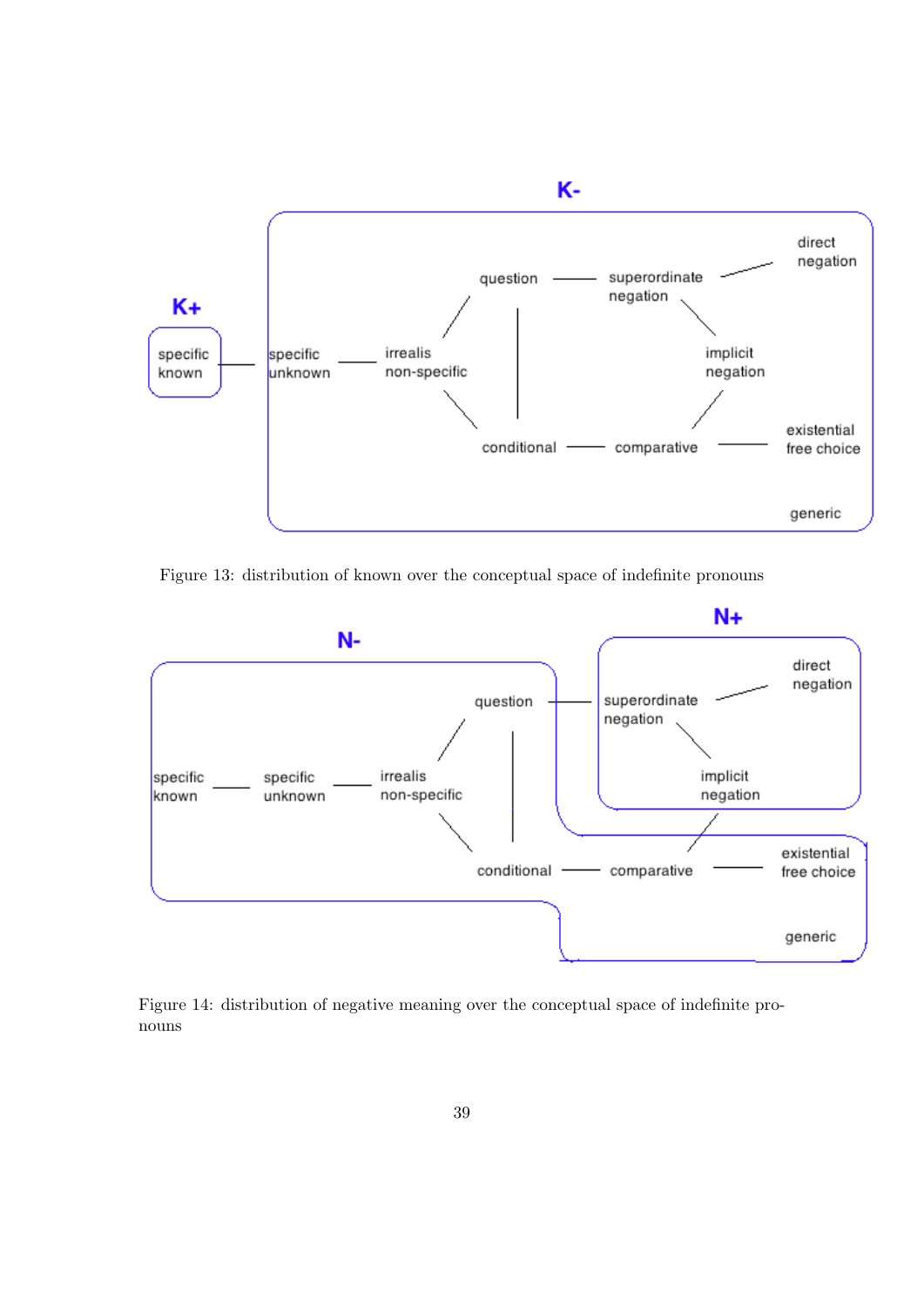Figure 13: distribution of known over the conceptual space of indefinite pronouns

Figure 14: distribution of negative meaning over the conceptual space of indefinite pronouns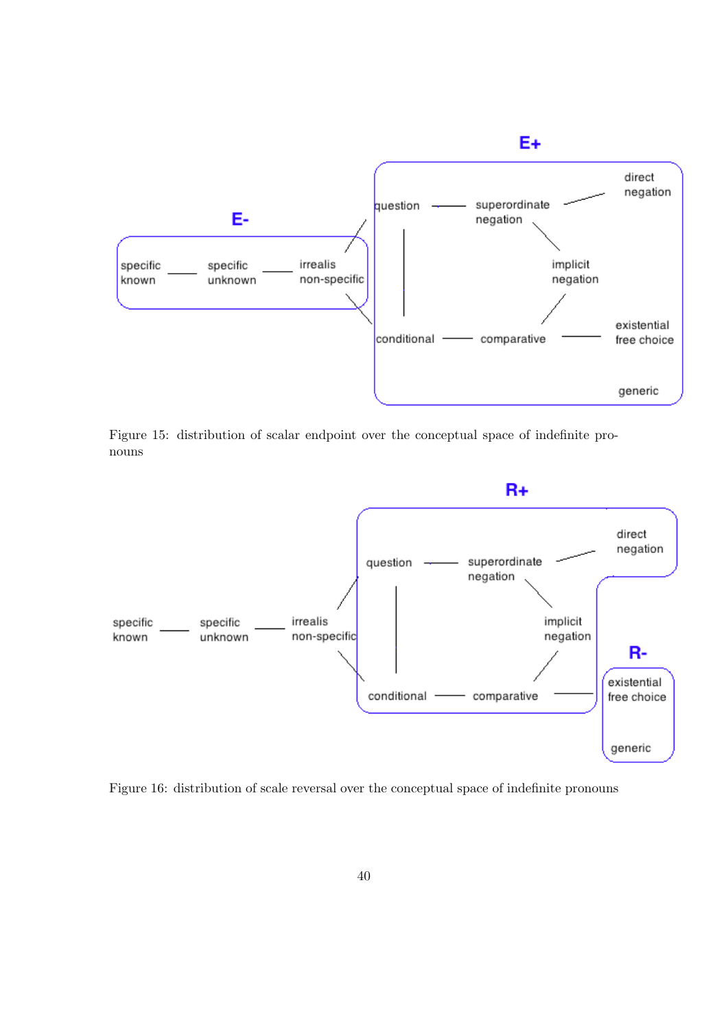E+

E-

specific known — specific unknown — irrealis non-specific

question — superordinate negation — direct negation

implicit negation

conditional — comparative — existential free choice

generic

Figure 15: distribution of scalar endpoint over the conceptual space of indefinite pronouns

R+

specific known — specific unknown — irrealis non-specific

question — superordinate negation — direct negation

implicit negation

R-

conditional — comparative — existential free choice

generic

Figure 16: distribution of scale reversal over the conceptual space of indefinite pronouns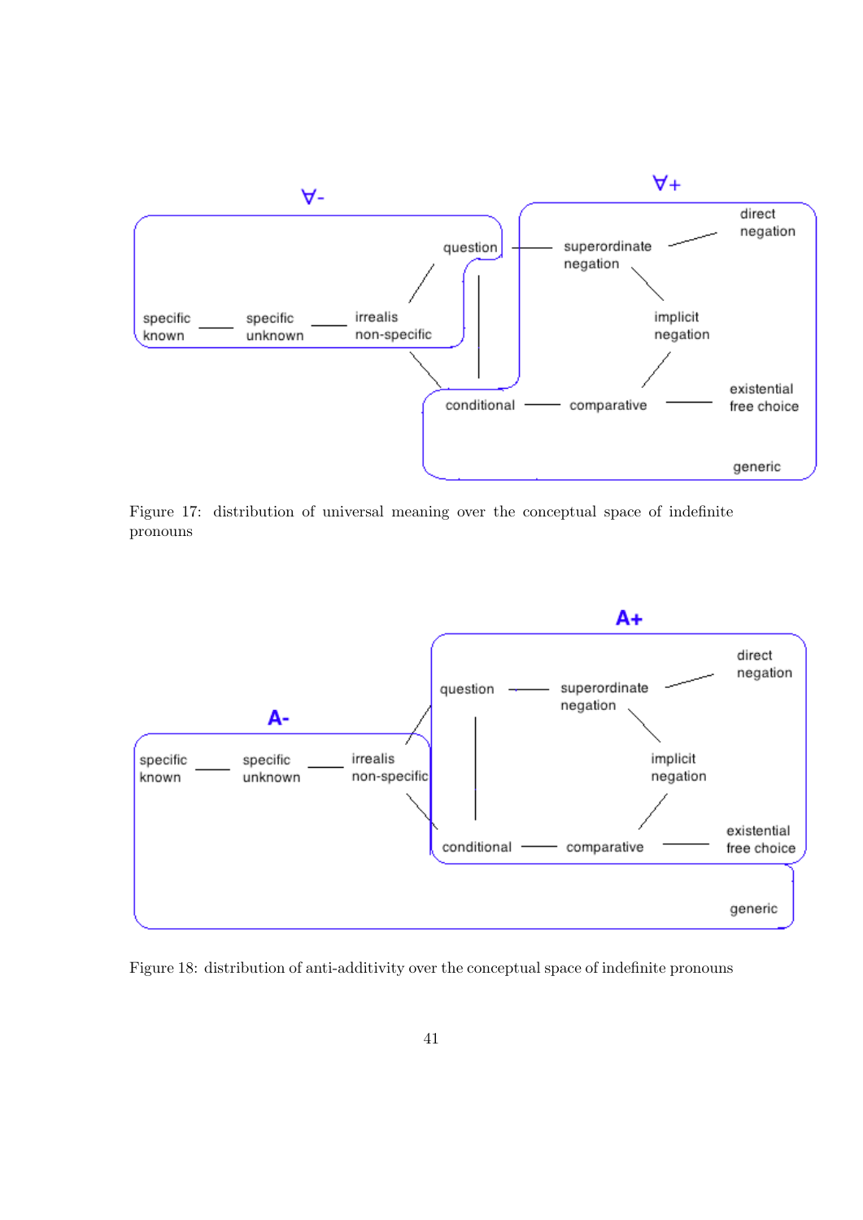∀-

∀+

question — superordinate negation — direct negation

specific known — specific unknown — irrealis non-specific

implicit negation

conditional — comparative — existential free choice

generic

Figure 17: distribution of universal meaning over the conceptual space of indefinite pronouns

A+

A-

question — superordinate negation — direct negation

specific known — specific unknown — irrealis non-specific

implicit negation

conditional — comparative — existential free choice

generic

Figure 18: distribution of anti-additivity over the conceptual space of indefinite pronouns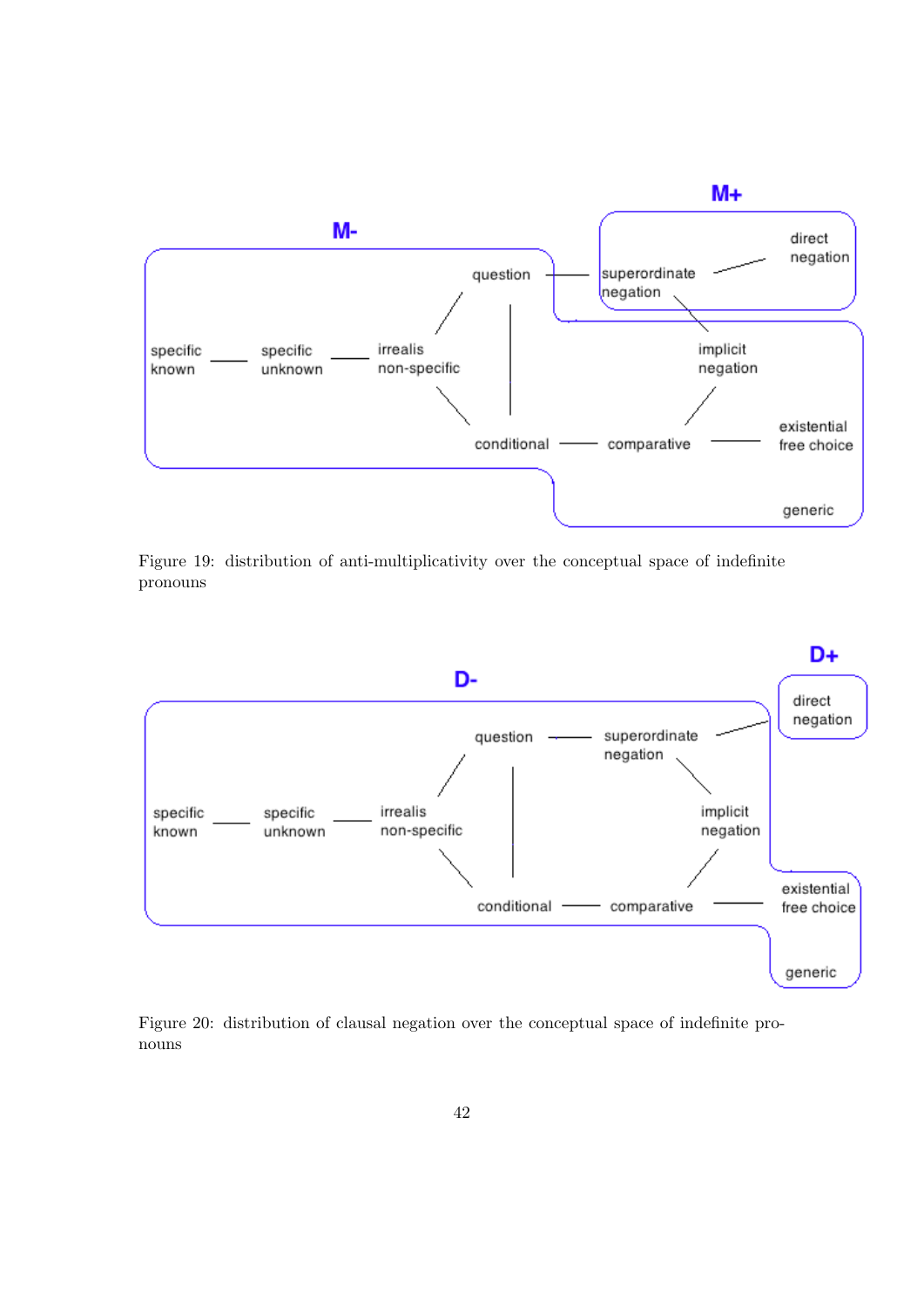Figure 19: distribution of anti-multiplicativity over the conceptual space of indefinite pronouns

Figure 20: distribution of clausal negation over the conceptual space of indefinite pronouns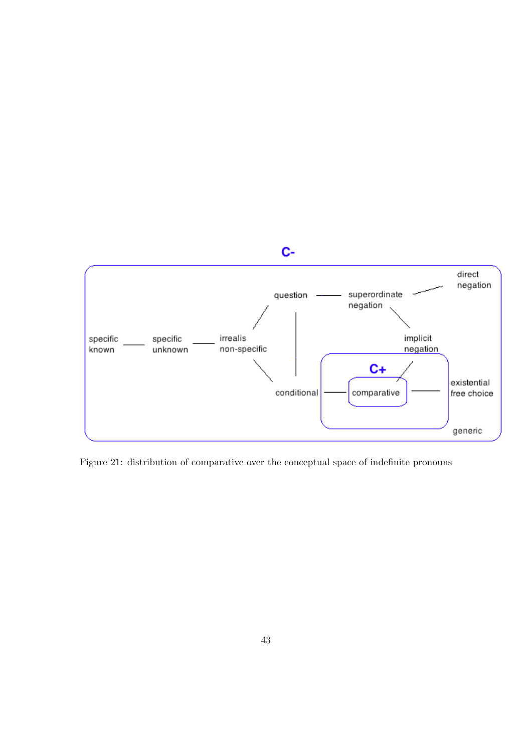C-

question

superordinate negation

direct negation

specific known

specific unknown

irrealis non-specific

implicit negation

C+

conditional

comparative

existential free choice

generic

Figure 21: distribution of comparative over the conceptual space of indefinite pronouns